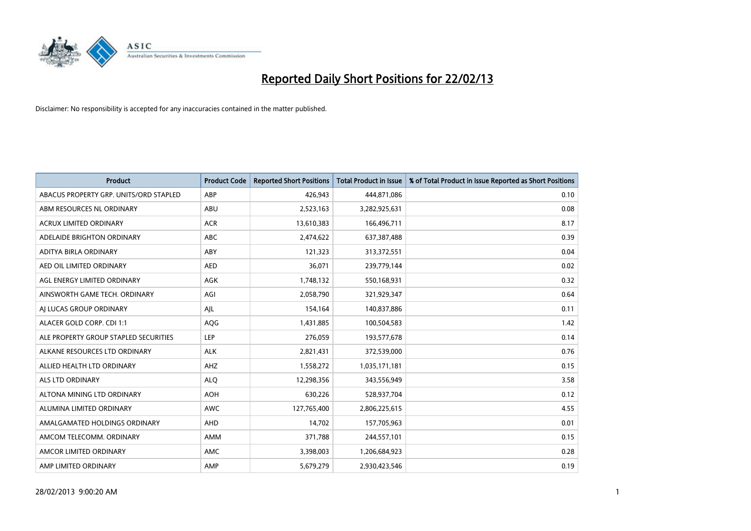# Reported Daily Short Positions for 22/02/13

Disclaimer: No responsibility is accepted for any inaccuracies contained in the matter published.

| Product | Product Code | Reported Short Positions | Total Product in Issue | % of Total Product in Issue Reported as Short Positions |
|---|---|---|---|---|
| ABACUS PROPERTY GRP. UNITS/ORD STAPLED | ABP | 426,943 | 444,871,086 | 0.10 |
| ABM RESOURCES NL ORDINARY | ABU | 2,523,163 | 3,282,925,631 | 0.08 |
| ACRUX LIMITED ORDINARY | ACR | 13,610,383 | 166,496,711 | 8.17 |
| ADELAIDE BRIGHTON ORDINARY | ABC | 2,474,622 | 637,387,488 | 0.39 |
| ADITYA BIRLA ORDINARY | ABY | 121,323 | 313,372,551 | 0.04 |
| AED OIL LIMITED ORDINARY | AED | 36,071 | 239,779,144 | 0.02 |
| AGL ENERGY LIMITED ORDINARY | AGK | 1,748,132 | 550,168,931 | 0.32 |
| AINSWORTH GAME TECH. ORDINARY | AGI | 2,058,790 | 321,929,347 | 0.64 |
| AJ LUCAS GROUP ORDINARY | AJL | 154,164 | 140,837,886 | 0.11 |
| ALACER GOLD CORP. CDI 1:1 | AQG | 1,431,885 | 100,504,583 | 1.42 |
| ALE PROPERTY GROUP STAPLED SECURITIES | LEP | 276,059 | 193,577,678 | 0.14 |
| ALKANE RESOURCES LTD ORDINARY | ALK | 2,821,431 | 372,539,000 | 0.76 |
| ALLIED HEALTH LTD ORDINARY | AHZ | 1,558,272 | 1,035,171,181 | 0.15 |
| ALS LTD ORDINARY | ALQ | 12,298,356 | 343,556,949 | 3.58 |
| ALTONA MINING LTD ORDINARY | AOH | 630,226 | 528,937,704 | 0.12 |
| ALUMINA LIMITED ORDINARY | AWC | 127,765,400 | 2,806,225,615 | 4.55 |
| AMALGAMATED HOLDINGS ORDINARY | AHD | 14,702 | 157,705,963 | 0.01 |
| AMCOM TELECOMM. ORDINARY | AMM | 371,788 | 244,557,101 | 0.15 |
| AMCOR LIMITED ORDINARY | AMC | 3,398,003 | 1,206,684,923 | 0.28 |
| AMP LIMITED ORDINARY | AMP | 5,679,279 | 2,930,423,546 | 0.19 |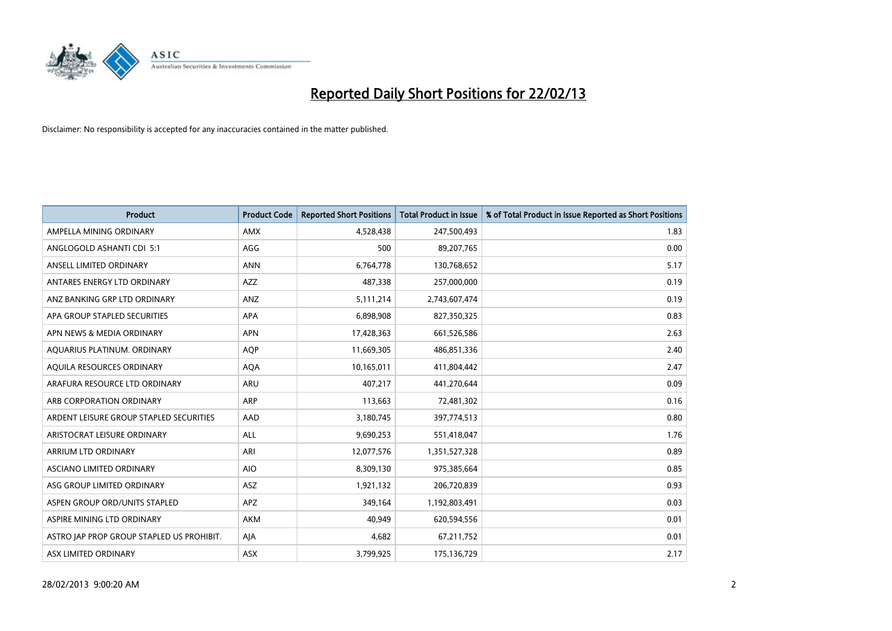# Reported Daily Short Positions for 22/02/13

Disclaimer: No responsibility is accepted for any inaccuracies contained in the matter published.

| Product | Product Code | Reported Short Positions | Total Product in Issue | % of Total Product in Issue Reported as Short Positions |
|---|---|---|---|---|
| AMPELLA MINING ORDINARY | AMX | 4,528,438 | 247,500,493 | 1.83 |
| ANGLOGOLD ASHANTI CDI 5:1 | AGG | 500 | 89,207,765 | 0.00 |
| ANSELL LIMITED ORDINARY | ANN | 6,764,778 | 130,768,652 | 5.17 |
| ANTARES ENERGY LTD ORDINARY | AZZ | 487,338 | 257,000,000 | 0.19 |
| ANZ BANKING GRP LTD ORDINARY | ANZ | 5,111,214 | 2,743,607,474 | 0.19 |
| APA GROUP STAPLED SECURITIES | APA | 6,898,908 | 827,350,325 | 0.83 |
| APN NEWS & MEDIA ORDINARY | APN | 17,428,363 | 661,526,586 | 2.63 |
| AQUARIUS PLATINUM. ORDINARY | AQP | 11,669,305 | 486,851,336 | 2.40 |
| AQUILA RESOURCES ORDINARY | AQA | 10,165,011 | 411,804,442 | 2.47 |
| ARAFURA RESOURCE LTD ORDINARY | ARU | 407,217 | 441,270,644 | 0.09 |
| ARB CORPORATION ORDINARY | ARP | 113,663 | 72,481,302 | 0.16 |
| ARDENT LEISURE GROUP STAPLED SECURITIES | AAD | 3,180,745 | 397,774,513 | 0.80 |
| ARISTOCRAT LEISURE ORDINARY | ALL | 9,690,253 | 551,418,047 | 1.76 |
| ARRIUM LTD ORDINARY | ARI | 12,077,576 | 1,351,527,328 | 0.89 |
| ASCIANO LIMITED ORDINARY | AIO | 8,309,130 | 975,385,664 | 0.85 |
| ASG GROUP LIMITED ORDINARY | ASZ | 1,921,132 | 206,720,839 | 0.93 |
| ASPEN GROUP ORD/UNITS STAPLED | APZ | 349,164 | 1,192,803,491 | 0.03 |
| ASPIRE MINING LTD ORDINARY | AKM | 40,949 | 620,594,556 | 0.01 |
| ASTRO JAP PROP GROUP STAPLED US PROHIBIT. | AJA | 4,682 | 67,211,752 | 0.01 |
| ASX LIMITED ORDINARY | ASX | 3,799,925 | 175,136,729 | 2.17 |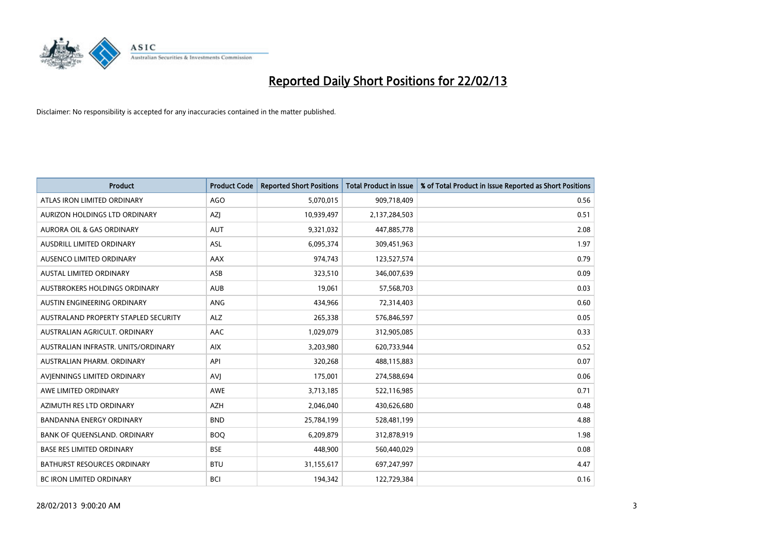# Reported Daily Short Positions for 22/02/13

Disclaimer: No responsibility is accepted for any inaccuracies contained in the matter published.

| Product | Product Code | Reported Short Positions | Total Product in Issue | % of Total Product in Issue Reported as Short Positions |
| --- | --- | --- | --- | --- |
| ATLAS IRON LIMITED ORDINARY | AGO | 5,070,015 | 909,718,409 | 0.56 |
| AURIZON HOLDINGS LTD ORDINARY | AZJ | 10,939,497 | 2,137,284,503 | 0.51 |
| AURORA OIL & GAS ORDINARY | AUT | 9,321,032 | 447,885,778 | 2.08 |
| AUSDRILL LIMITED ORDINARY | ASL | 6,095,374 | 309,451,963 | 1.97 |
| AUSENCO LIMITED ORDINARY | AAX | 974,743 | 123,527,574 | 0.79 |
| AUSTAL LIMITED ORDINARY | ASB | 323,510 | 346,007,639 | 0.09 |
| AUSTBROKERS HOLDINGS ORDINARY | AUB | 19,061 | 57,568,703 | 0.03 |
| AUSTIN ENGINEERING ORDINARY | ANG | 434,966 | 72,314,403 | 0.60 |
| AUSTRALAND PROPERTY STAPLED SECURITY | ALZ | 265,338 | 576,846,597 | 0.05 |
| AUSTRALIAN AGRICULT. ORDINARY | AAC | 1,029,079 | 312,905,085 | 0.33 |
| AUSTRALIAN INFRASTR. UNITS/ORDINARY | AIX | 3,203,980 | 620,733,944 | 0.52 |
| AUSTRALIAN PHARM. ORDINARY | API | 320,268 | 488,115,883 | 0.07 |
| AVJENNINGS LIMITED ORDINARY | AVJ | 175,001 | 274,588,694 | 0.06 |
| AWE LIMITED ORDINARY | AWE | 3,713,185 | 522,116,985 | 0.71 |
| AZIMUTH RES LTD ORDINARY | AZH | 2,046,040 | 430,626,680 | 0.48 |
| BANDANNA ENERGY ORDINARY | BND | 25,784,199 | 528,481,199 | 4.88 |
| BANK OF QUEENSLAND. ORDINARY | BOQ | 6,209,879 | 312,878,919 | 1.98 |
| BASE RES LIMITED ORDINARY | BSE | 448,900 | 560,440,029 | 0.08 |
| BATHURST RESOURCES ORDINARY | BTU | 31,155,617 | 697,247,997 | 4.47 |
| BC IRON LIMITED ORDINARY | BCI | 194,342 | 122,729,384 | 0.16 |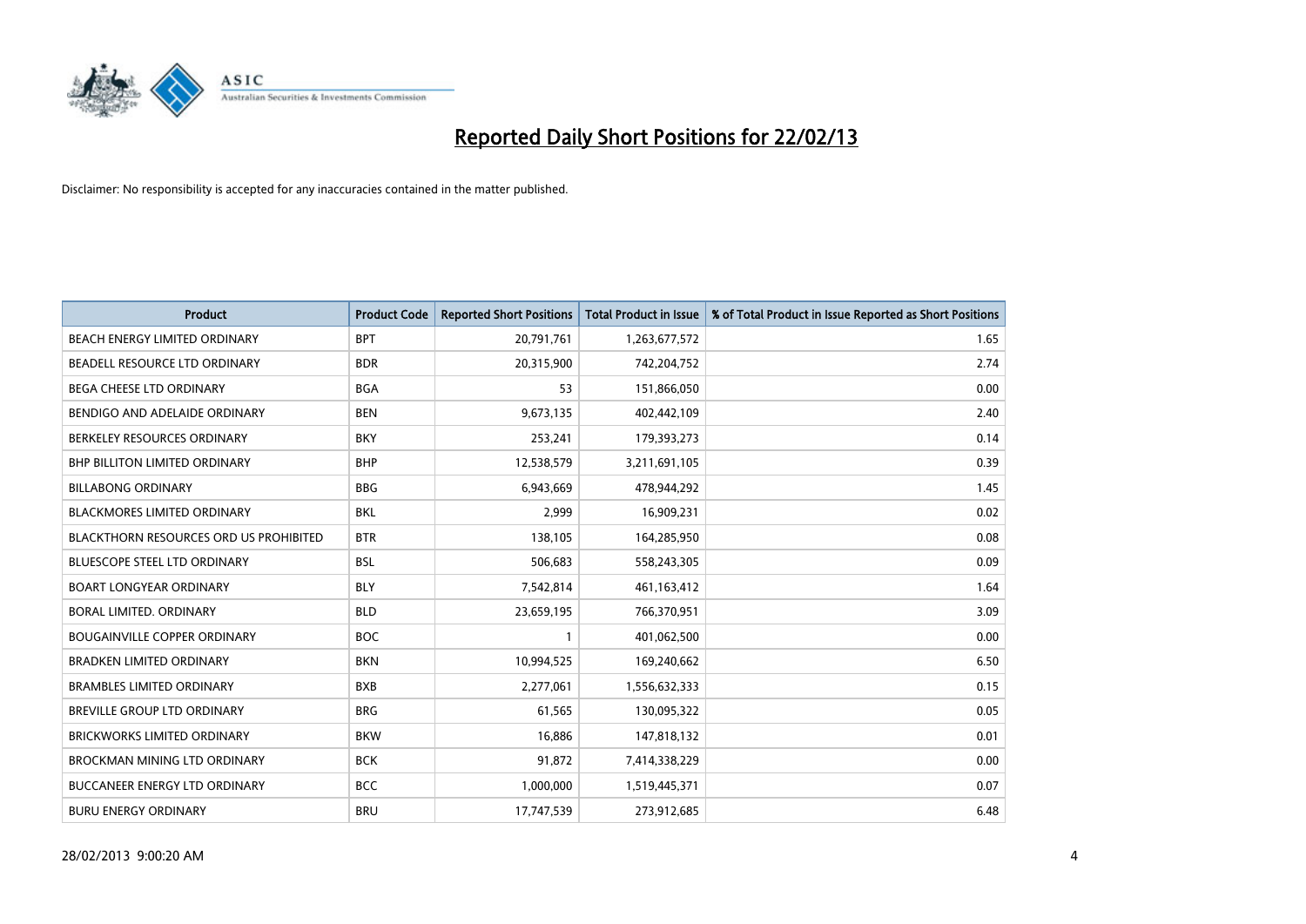# Reported Daily Short Positions for 22/02/13

Disclaimer: No responsibility is accepted for any inaccuracies contained in the matter published.

| Product | Product Code | Reported Short Positions | Total Product in Issue | % of Total Product in Issue Reported as Short Positions |
|---|---|---|---|---|
| BEACH ENERGY LIMITED ORDINARY | BPT | 20,791,761 | 1,263,677,572 | 1.65 |
| BEADELL RESOURCE LTD ORDINARY | BDR | 20,315,900 | 742,204,752 | 2.74 |
| BEGA CHEESE LTD ORDINARY | BGA | 53 | 151,866,050 | 0.00 |
| BENDIGO AND ADELAIDE ORDINARY | BEN | 9,673,135 | 402,442,109 | 2.40 |
| BERKELEY RESOURCES ORDINARY | BKY | 253,241 | 179,393,273 | 0.14 |
| BHP BILLITON LIMITED ORDINARY | BHP | 12,538,579 | 3,211,691,105 | 0.39 |
| BILLABONG ORDINARY | BBG | 6,943,669 | 478,944,292 | 1.45 |
| BLACKMORES LIMITED ORDINARY | BKL | 2,999 | 16,909,231 | 0.02 |
| BLACKTHORN RESOURCES ORD US PROHIBITED | BTR | 138,105 | 164,285,950 | 0.08 |
| BLUESCOPE STEEL LTD ORDINARY | BSL | 506,683 | 558,243,305 | 0.09 |
| BOART LONGYEAR ORDINARY | BLY | 7,542,814 | 461,163,412 | 1.64 |
| BORAL LIMITED. ORDINARY | BLD | 23,659,195 | 766,370,951 | 3.09 |
| BOUGAINVILLE COPPER ORDINARY | BOC | 1 | 401,062,500 | 0.00 |
| BRADKEN LIMITED ORDINARY | BKN | 10,994,525 | 169,240,662 | 6.50 |
| BRAMBLES LIMITED ORDINARY | BXB | 2,277,061 | 1,556,632,333 | 0.15 |
| BREVILLE GROUP LTD ORDINARY | BRG | 61,565 | 130,095,322 | 0.05 |
| BRICKWORKS LIMITED ORDINARY | BKW | 16,886 | 147,818,132 | 0.01 |
| BROCKMAN MINING LTD ORDINARY | BCK | 91,872 | 7,414,338,229 | 0.00 |
| BUCCANEER ENERGY LTD ORDINARY | BCC | 1,000,000 | 1,519,445,371 | 0.07 |
| BURU ENERGY ORDINARY | BRU | 17,747,539 | 273,912,685 | 6.48 |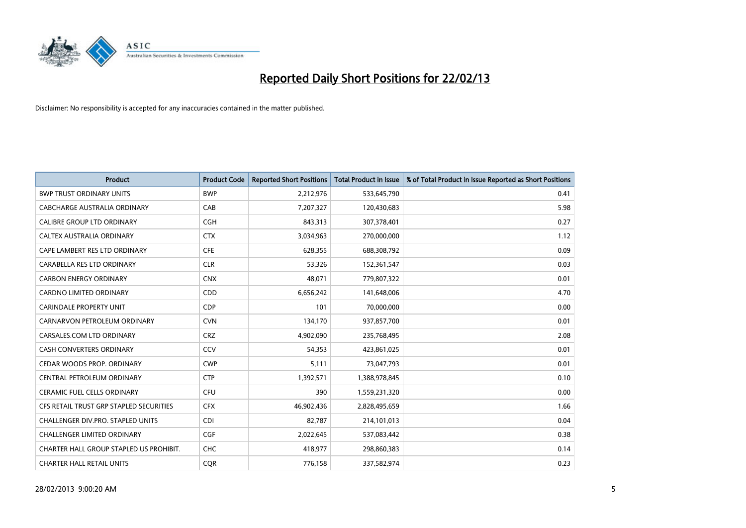# Reported Daily Short Positions for 22/02/13

Disclaimer: No responsibility is accepted for any inaccuracies contained in the matter published.

| Product | Product Code | Reported Short Positions | Total Product in Issue | % of Total Product in Issue Reported as Short Positions |
|---|---|---|---|---|
| BWP TRUST ORDINARY UNITS | BWP | 2,212,976 | 533,645,790 | 0.41 |
| CABCHARGE AUSTRALIA ORDINARY | CAB | 7,207,327 | 120,430,683 | 5.98 |
| CALIBRE GROUP LTD ORDINARY | CGH | 843,313 | 307,378,401 | 0.27 |
| CALTEX AUSTRALIA ORDINARY | CTX | 3,034,963 | 270,000,000 | 1.12 |
| CAPE LAMBERT RES LTD ORDINARY | CFE | 628,355 | 688,308,792 | 0.09 |
| CARABELLA RES LTD ORDINARY | CLR | 53,326 | 152,361,547 | 0.03 |
| CARBON ENERGY ORDINARY | CNX | 48,071 | 779,807,322 | 0.01 |
| CARDNO LIMITED ORDINARY | CDD | 6,656,242 | 141,648,006 | 4.70 |
| CARINDALE PROPERTY UNIT | CDP | 101 | 70,000,000 | 0.00 |
| CARNARVON PETROLEUM ORDINARY | CVN | 134,170 | 937,857,700 | 0.01 |
| CARSALES.COM LTD ORDINARY | CRZ | 4,902,090 | 235,768,495 | 2.08 |
| CASH CONVERTERS ORDINARY | CCV | 54,353 | 423,861,025 | 0.01 |
| CEDAR WOODS PROP. ORDINARY | CWP | 5,111 | 73,047,793 | 0.01 |
| CENTRAL PETROLEUM ORDINARY | CTP | 1,392,571 | 1,388,978,845 | 0.10 |
| CERAMIC FUEL CELLS ORDINARY | CFU | 390 | 1,559,231,320 | 0.00 |
| CFS RETAIL TRUST GRP STAPLED SECURITIES | CFX | 46,902,436 | 2,828,495,659 | 1.66 |
| CHALLENGER DIV.PRO. STAPLED UNITS | CDI | 82,787 | 214,101,013 | 0.04 |
| CHALLENGER LIMITED ORDINARY | CGF | 2,022,645 | 537,083,442 | 0.38 |
| CHARTER HALL GROUP STAPLED US PROHIBIT. | CHC | 418,977 | 298,860,383 | 0.14 |
| CHARTER HALL RETAIL UNITS | CQR | 776,158 | 337,582,974 | 0.23 |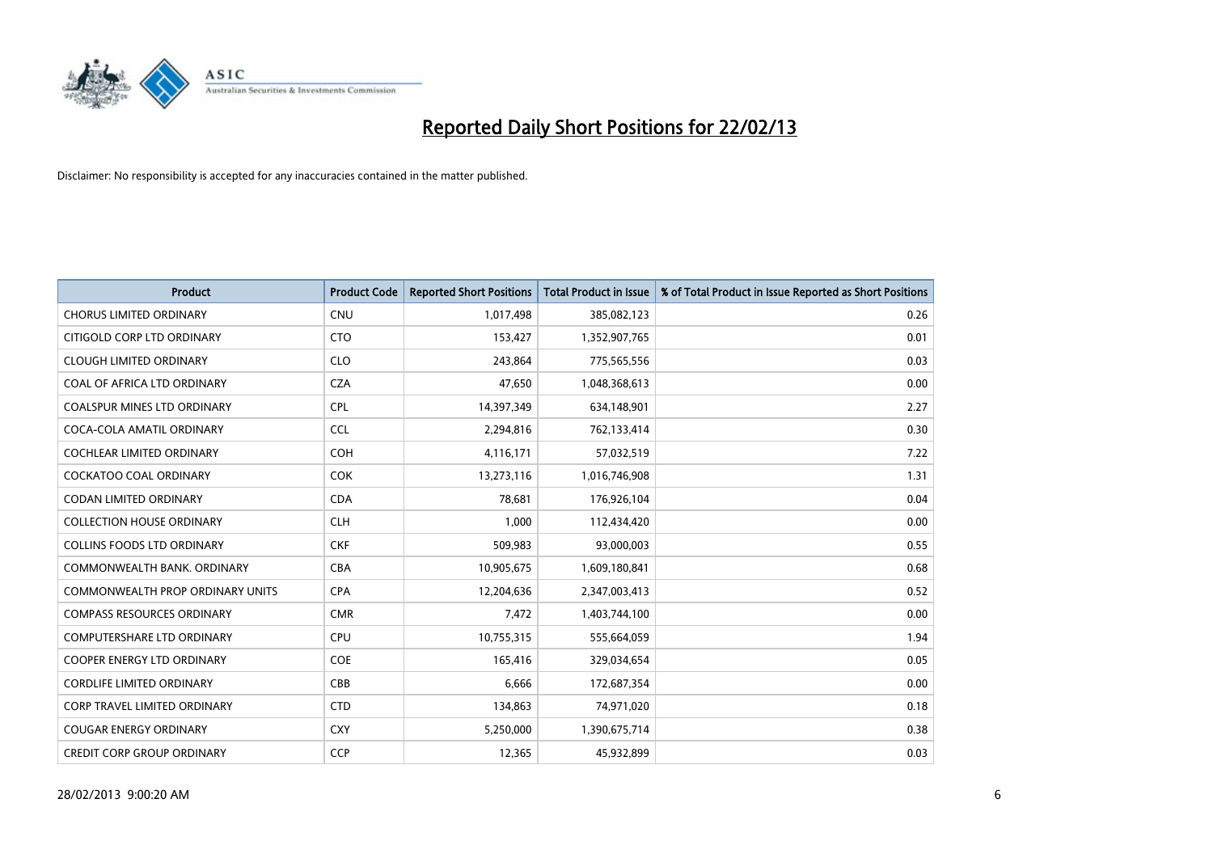# Reported Daily Short Positions for 22/02/13

Disclaimer: No responsibility is accepted for any inaccuracies contained in the matter published.

| Product | Product Code | Reported Short Positions | Total Product in Issue | % of Total Product in Issue Reported as Short Positions |
|---|---|---|---|---|
| CHORUS LIMITED ORDINARY | CNU | 1,017,498 | 385,082,123 | 0.26 |
| CITIGOLD CORP LTD ORDINARY | CTO | 153,427 | 1,352,907,765 | 0.01 |
| CLOUGH LIMITED ORDINARY | CLO | 243,864 | 775,565,556 | 0.03 |
| COAL OF AFRICA LTD ORDINARY | CZA | 47,650 | 1,048,368,613 | 0.00 |
| COALSPUR MINES LTD ORDINARY | CPL | 14,397,349 | 634,148,901 | 2.27 |
| COCA-COLA AMATIL ORDINARY | CCL | 2,294,816 | 762,133,414 | 0.30 |
| COCHLEAR LIMITED ORDINARY | COH | 4,116,171 | 57,032,519 | 7.22 |
| COCKATOO COAL ORDINARY | COK | 13,273,116 | 1,016,746,908 | 1.31 |
| CODAN LIMITED ORDINARY | CDA | 78,681 | 176,926,104 | 0.04 |
| COLLECTION HOUSE ORDINARY | CLH | 1,000 | 112,434,420 | 0.00 |
| COLLINS FOODS LTD ORDINARY | CKF | 509,983 | 93,000,003 | 0.55 |
| COMMONWEALTH BANK. ORDINARY | CBA | 10,905,675 | 1,609,180,841 | 0.68 |
| COMMONWEALTH PROP ORDINARY UNITS | CPA | 12,204,636 | 2,347,003,413 | 0.52 |
| COMPASS RESOURCES ORDINARY | CMR | 7,472 | 1,403,744,100 | 0.00 |
| COMPUTERSHARE LTD ORDINARY | CPU | 10,755,315 | 555,664,059 | 1.94 |
| COOPER ENERGY LTD ORDINARY | COE | 165,416 | 329,034,654 | 0.05 |
| CORDLIFE LIMITED ORDINARY | CBB | 6,666 | 172,687,354 | 0.00 |
| CORP TRAVEL LIMITED ORDINARY | CTD | 134,863 | 74,971,020 | 0.18 |
| COUGAR ENERGY ORDINARY | CXY | 5,250,000 | 1,390,675,714 | 0.38 |
| CREDIT CORP GROUP ORDINARY | CCP | 12,365 | 45,932,899 | 0.03 |

28/02/2013 9:00:20 AM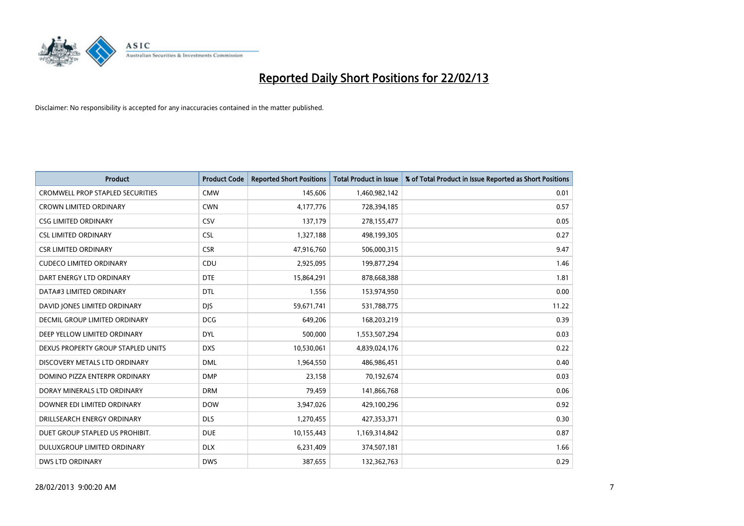# Reported Daily Short Positions for 22/02/13

Disclaimer: No responsibility is accepted for any inaccuracies contained in the matter published.

| Product | Product Code | Reported Short Positions | Total Product in Issue | % of Total Product in Issue Reported as Short Positions |
|---|---|---|---|---|
| CROMWELL PROP STAPLED SECURITIES | CMW | 145,606 | 1,460,982,142 | 0.01 |
| CROWN LIMITED ORDINARY | CWN | 4,177,776 | 728,394,185 | 0.57 |
| CSG LIMITED ORDINARY | CSV | 137,179 | 278,155,477 | 0.05 |
| CSL LIMITED ORDINARY | CSL | 1,327,188 | 498,199,305 | 0.27 |
| CSR LIMITED ORDINARY | CSR | 47,916,760 | 506,000,315 | 9.47 |
| CUDECO LIMITED ORDINARY | CDU | 2,925,095 | 199,877,294 | 1.46 |
| DART ENERGY LTD ORDINARY | DTE | 15,864,291 | 878,668,388 | 1.81 |
| DATA#3 LIMITED ORDINARY | DTL | 1,556 | 153,974,950 | 0.00 |
| DAVID JONES LIMITED ORDINARY | DJS | 59,671,741 | 531,788,775 | 11.22 |
| DECMIL GROUP LIMITED ORDINARY | DCG | 649,206 | 168,203,219 | 0.39 |
| DEEP YELLOW LIMITED ORDINARY | DYL | 500,000 | 1,553,507,294 | 0.03 |
| DEXUS PROPERTY GROUP STAPLED UNITS | DXS | 10,530,061 | 4,839,024,176 | 0.22 |
| DISCOVERY METALS LTD ORDINARY | DML | 1,964,550 | 486,986,451 | 0.40 |
| DOMINO PIZZA ENTERPR ORDINARY | DMP | 23,158 | 70,192,674 | 0.03 |
| DORAY MINERALS LTD ORDINARY | DRM | 79,459 | 141,866,768 | 0.06 |
| DOWNER EDI LIMITED ORDINARY | DOW | 3,947,026 | 429,100,296 | 0.92 |
| DRILLSEARCH ENERGY ORDINARY | DLS | 1,270,455 | 427,353,371 | 0.30 |
| DUET GROUP STAPLED US PROHIBIT. | DUE | 10,155,443 | 1,169,314,842 | 0.87 |
| DULUXGROUP LIMITED ORDINARY | DLX | 6,231,409 | 374,507,181 | 1.66 |
| DWS LTD ORDINARY | DWS | 387,655 | 132,362,763 | 0.29 |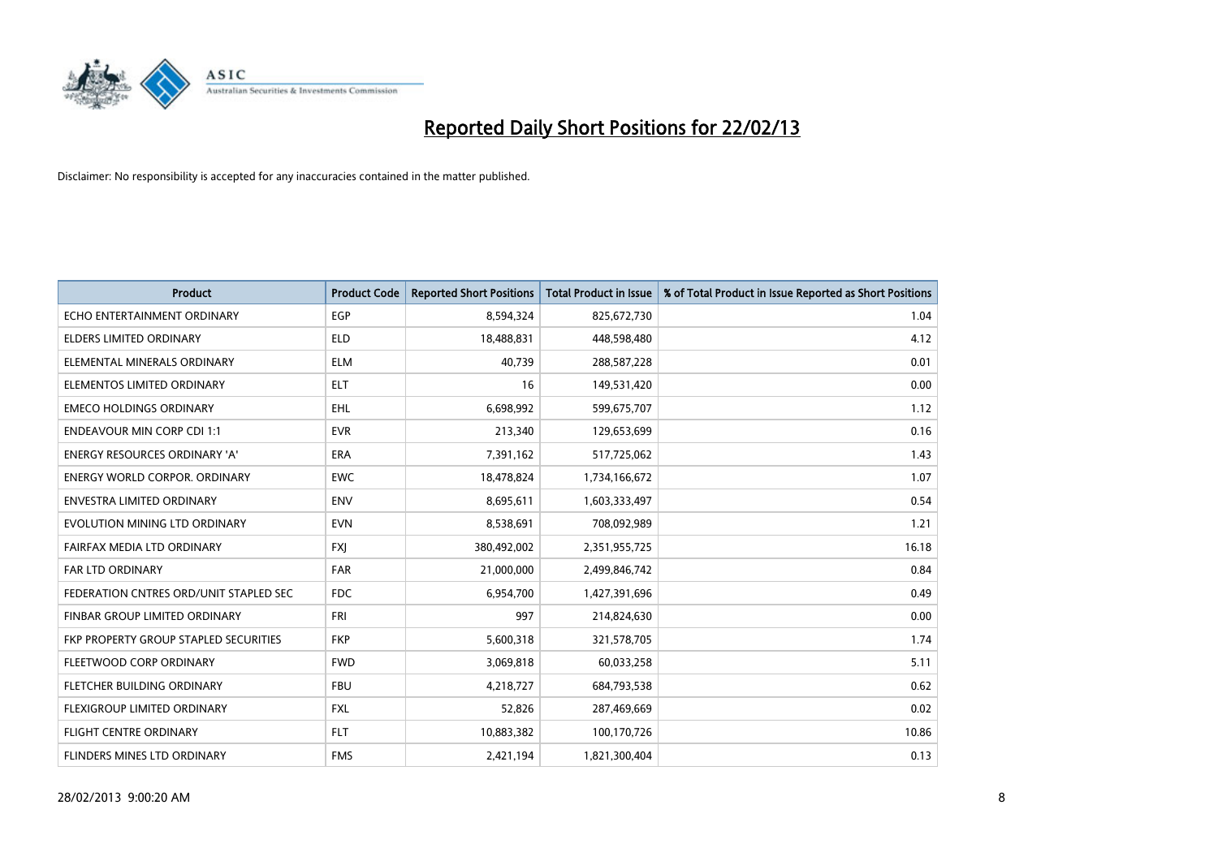# Reported Daily Short Positions for 22/02/13

Disclaimer: No responsibility is accepted for any inaccuracies contained in the matter published.

| Product | Product Code | Reported Short Positions | Total Product in Issue | % of Total Product in Issue Reported as Short Positions |
|---|---|---|---|---|
| ECHO ENTERTAINMENT ORDINARY | EGP | 8,594,324 | 825,672,730 | 1.04 |
| ELDERS LIMITED ORDINARY | ELD | 18,488,831 | 448,598,480 | 4.12 |
| ELEMENTAL MINERALS ORDINARY | ELM | 40,739 | 288,587,228 | 0.01 |
| ELEMENTOS LIMITED ORDINARY | ELT | 16 | 149,531,420 | 0.00 |
| EMECO HOLDINGS ORDINARY | EHL | 6,698,992 | 599,675,707 | 1.12 |
| ENDEAVOUR MIN CORP CDI 1:1 | EVR | 213,340 | 129,653,699 | 0.16 |
| ENERGY RESOURCES ORDINARY 'A' | ERA | 7,391,162 | 517,725,062 | 1.43 |
| ENERGY WORLD CORPOR. ORDINARY | EWC | 18,478,824 | 1,734,166,672 | 1.07 |
| ENVESTRA LIMITED ORDINARY | ENV | 8,695,611 | 1,603,333,497 | 0.54 |
| EVOLUTION MINING LTD ORDINARY | EVN | 8,538,691 | 708,092,989 | 1.21 |
| FAIRFAX MEDIA LTD ORDINARY | FXJ | 380,492,002 | 2,351,955,725 | 16.18 |
| FAR LTD ORDINARY | FAR | 21,000,000 | 2,499,846,742 | 0.84 |
| FEDERATION CNTRES ORD/UNIT STAPLED SEC | FDC | 6,954,700 | 1,427,391,696 | 0.49 |
| FINBAR GROUP LIMITED ORDINARY | FRI | 997 | 214,824,630 | 0.00 |
| FKP PROPERTY GROUP STAPLED SECURITIES | FKP | 5,600,318 | 321,578,705 | 1.74 |
| FLEETWOOD CORP ORDINARY | FWD | 3,069,818 | 60,033,258 | 5.11 |
| FLETCHER BUILDING ORDINARY | FBU | 4,218,727 | 684,793,538 | 0.62 |
| FLEXIGROUP LIMITED ORDINARY | FXL | 52,826 | 287,469,669 | 0.02 |
| FLIGHT CENTRE ORDINARY | FLT | 10,883,382 | 100,170,726 | 10.86 |
| FLINDERS MINES LTD ORDINARY | FMS | 2,421,194 | 1,821,300,404 | 0.13 |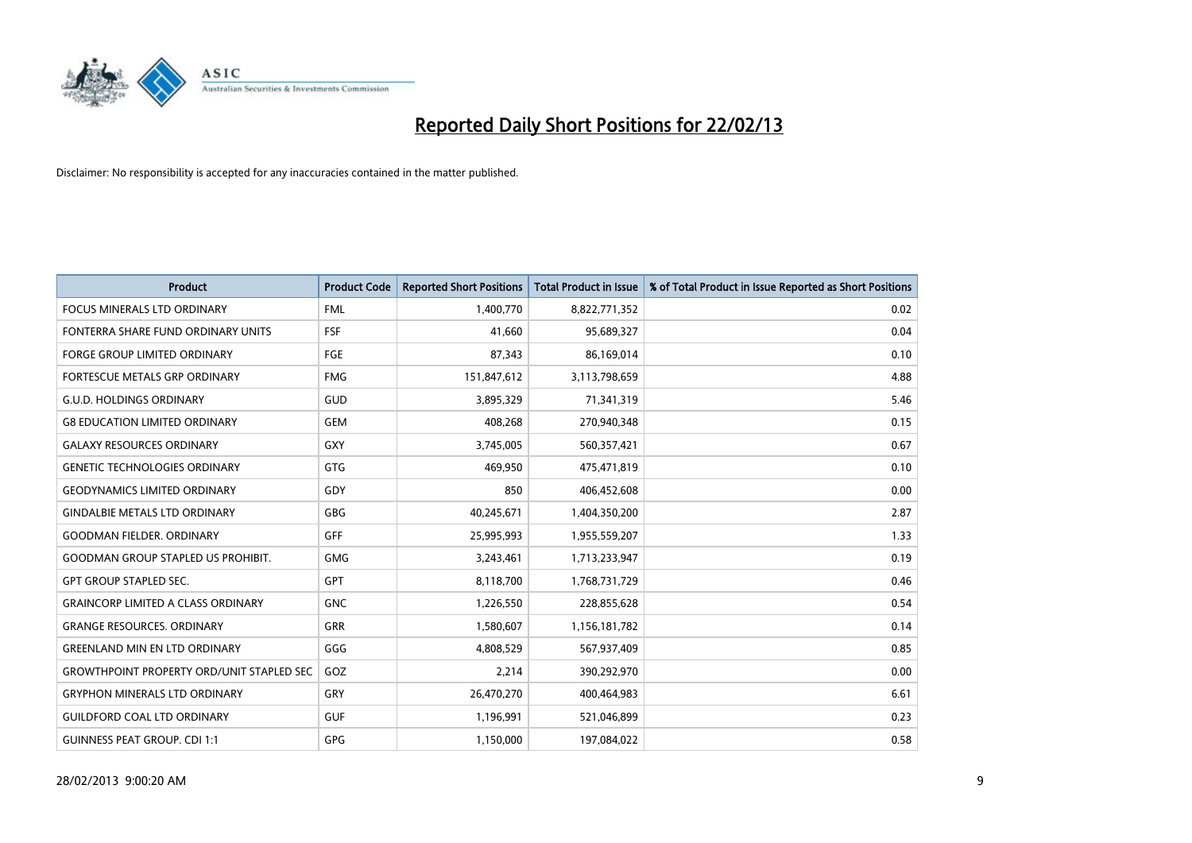# Reported Daily Short Positions for 22/02/13

Disclaimer: No responsibility is accepted for any inaccuracies contained in the matter published.

| Product | Product Code | Reported Short Positions | Total Product in Issue | % of Total Product in Issue Reported as Short Positions |
|---|---|---|---|---|
| FOCUS MINERALS LTD ORDINARY | FML | 1,400,770 | 8,822,771,352 | 0.02 |
| FONTERRA SHARE FUND ORDINARY UNITS | FSF | 41,660 | 95,689,327 | 0.04 |
| FORGE GROUP LIMITED ORDINARY | FGE | 87,343 | 86,169,014 | 0.10 |
| FORTESCUE METALS GRP ORDINARY | FMG | 151,847,612 | 3,113,798,659 | 4.88 |
| G.U.D. HOLDINGS ORDINARY | GUD | 3,895,329 | 71,341,319 | 5.46 |
| G8 EDUCATION LIMITED ORDINARY | GEM | 408,268 | 270,940,348 | 0.15 |
| GALAXY RESOURCES ORDINARY | GXY | 3,745,005 | 560,357,421 | 0.67 |
| GENETIC TECHNOLOGIES ORDINARY | GTG | 469,950 | 475,471,819 | 0.10 |
| GEODYNAMICS LIMITED ORDINARY | GDY | 850 | 406,452,608 | 0.00 |
| GINDALBIE METALS LTD ORDINARY | GBG | 40,245,671 | 1,404,350,200 | 2.87 |
| GOODMAN FIELDER. ORDINARY | GFF | 25,995,993 | 1,955,559,207 | 1.33 |
| GOODMAN GROUP STAPLED US PROHIBIT. | GMG | 3,243,461 | 1,713,233,947 | 0.19 |
| GPT GROUP STAPLED SEC. | GPT | 8,118,700 | 1,768,731,729 | 0.46 |
| GRAINCORP LIMITED A CLASS ORDINARY | GNC | 1,226,550 | 228,855,628 | 0.54 |
| GRANGE RESOURCES. ORDINARY | GRR | 1,580,607 | 1,156,181,782 | 0.14 |
| GREENLAND MIN EN LTD ORDINARY | GGG | 4,808,529 | 567,937,409 | 0.85 |
| GROWTHPOINT PROPERTY ORD/UNIT STAPLED SEC | GOZ | 2,214 | 390,292,970 | 0.00 |
| GRYPHON MINERALS LTD ORDINARY | GRY | 26,470,270 | 400,464,983 | 6.61 |
| GUILDFORD COAL LTD ORDINARY | GUF | 1,196,991 | 521,046,899 | 0.23 |
| GUINNESS PEAT GROUP. CDI 1:1 | GPG | 1,150,000 | 197,084,022 | 0.58 |

28/02/2013 9:00:20 AM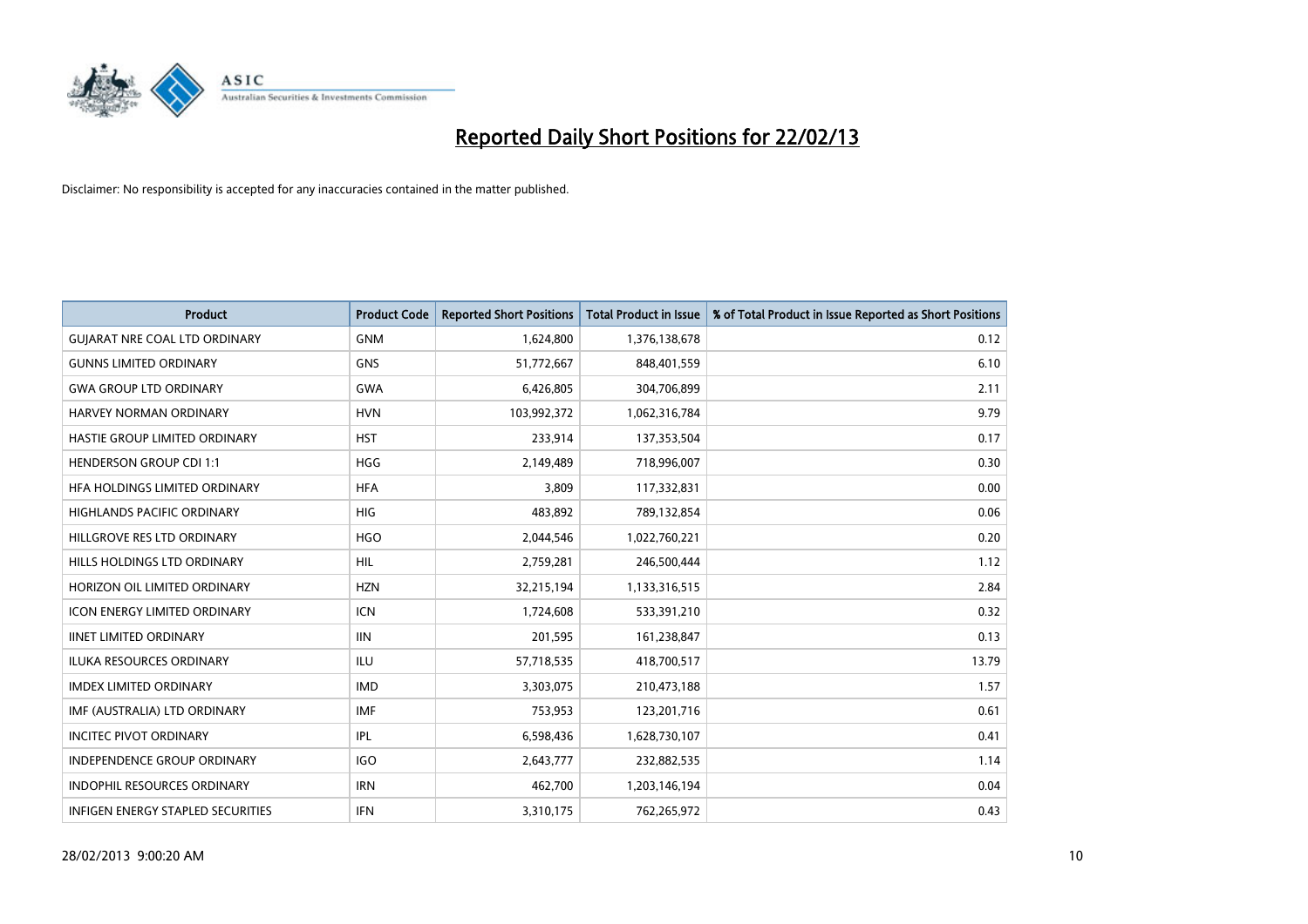# Reported Daily Short Positions for 22/02/13

Disclaimer: No responsibility is accepted for any inaccuracies contained in the matter published.

| Product | Product Code | Reported Short Positions | Total Product in Issue | % of Total Product in Issue Reported as Short Positions |
|---|---|---|---|---|
| GUJARAT NRE COAL LTD ORDINARY | GNM | 1,624,800 | 1,376,138,678 | 0.12 |
| GUNNS LIMITED ORDINARY | GNS | 51,772,667 | 848,401,559 | 6.10 |
| GWA GROUP LTD ORDINARY | GWA | 6,426,805 | 304,706,899 | 2.11 |
| HARVEY NORMAN ORDINARY | HVN | 103,992,372 | 1,062,316,784 | 9.79 |
| HASTIE GROUP LIMITED ORDINARY | HST | 233,914 | 137,353,504 | 0.17 |
| HENDERSON GROUP CDI 1:1 | HGG | 2,149,489 | 718,996,007 | 0.30 |
| HFA HOLDINGS LIMITED ORDINARY | HFA | 3,809 | 117,332,831 | 0.00 |
| HIGHLANDS PACIFIC ORDINARY | HIG | 483,892 | 789,132,854 | 0.06 |
| HILLGROVE RES LTD ORDINARY | HGO | 2,044,546 | 1,022,760,221 | 0.20 |
| HILLS HOLDINGS LTD ORDINARY | HIL | 2,759,281 | 246,500,444 | 1.12 |
| HORIZON OIL LIMITED ORDINARY | HZN | 32,215,194 | 1,133,316,515 | 2.84 |
| ICON ENERGY LIMITED ORDINARY | ICN | 1,724,608 | 533,391,210 | 0.32 |
| IINET LIMITED ORDINARY | IIN | 201,595 | 161,238,847 | 0.13 |
| ILUKA RESOURCES ORDINARY | ILU | 57,718,535 | 418,700,517 | 13.79 |
| IMDEX LIMITED ORDINARY | IMD | 3,303,075 | 210,473,188 | 1.57 |
| IMF (AUSTRALIA) LTD ORDINARY | IMF | 753,953 | 123,201,716 | 0.61 |
| INCITEC PIVOT ORDINARY | IPL | 6,598,436 | 1,628,730,107 | 0.41 |
| INDEPENDENCE GROUP ORDINARY | IGO | 2,643,777 | 232,882,535 | 1.14 |
| INDOPHIL RESOURCES ORDINARY | IRN | 462,700 | 1,203,146,194 | 0.04 |
| INFIGEN ENERGY STAPLED SECURITIES | IFN | 3,310,175 | 762,265,972 | 0.43 |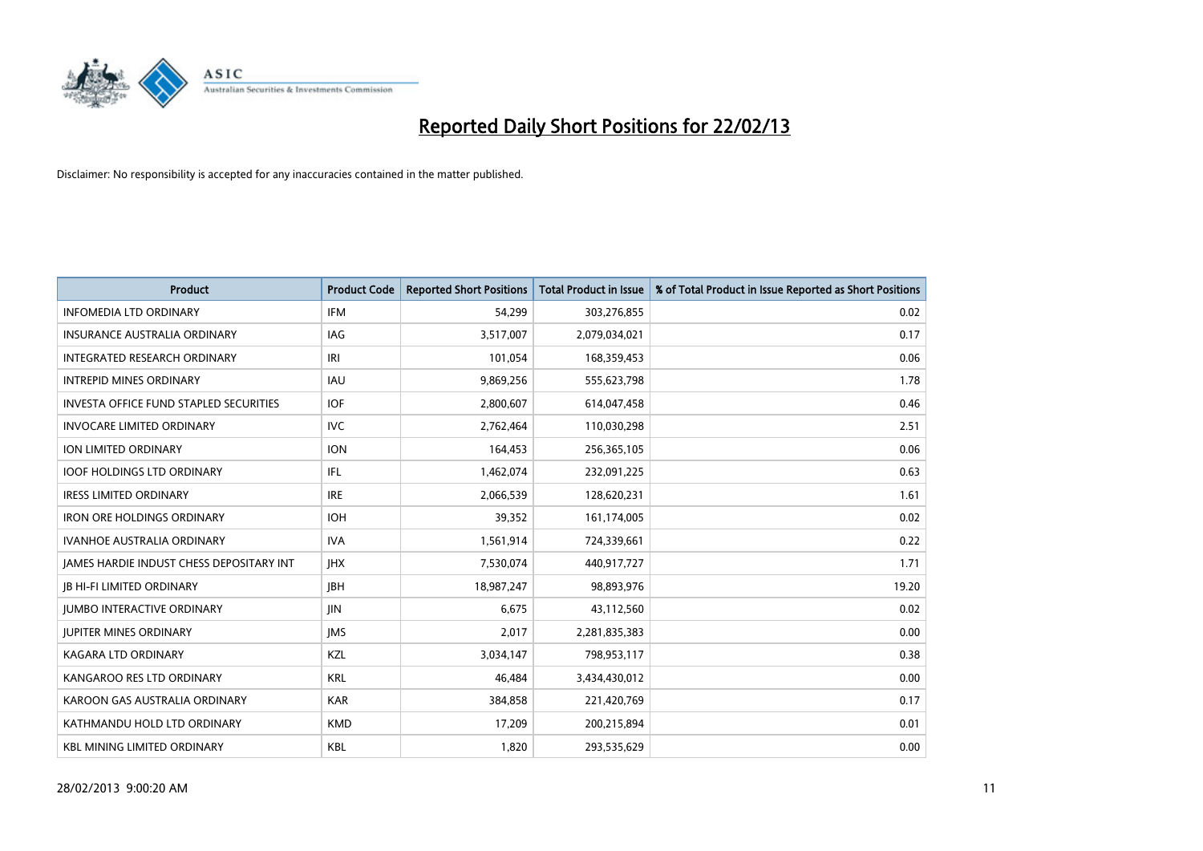# Reported Daily Short Positions for 22/02/13

Disclaimer: No responsibility is accepted for any inaccuracies contained in the matter published.

| Product | Product Code | Reported Short Positions | Total Product in Issue | % of Total Product in Issue Reported as Short Positions |
|---|---|---|---|---|
| INFOMEDIA LTD ORDINARY | IFM | 54,299 | 303,276,855 | 0.02 |
| INSURANCE AUSTRALIA ORDINARY | IAG | 3,517,007 | 2,079,034,021 | 0.17 |
| INTEGRATED RESEARCH ORDINARY | IRI | 101,054 | 168,359,453 | 0.06 |
| INTREPID MINES ORDINARY | IAU | 9,869,256 | 555,623,798 | 1.78 |
| INVESTA OFFICE FUND STAPLED SECURITIES | IOF | 2,800,607 | 614,047,458 | 0.46 |
| INVOCARE LIMITED ORDINARY | IVC | 2,762,464 | 110,030,298 | 2.51 |
| ION LIMITED ORDINARY | ION | 164,453 | 256,365,105 | 0.06 |
| IOOF HOLDINGS LTD ORDINARY | IFL | 1,462,074 | 232,091,225 | 0.63 |
| IRESS LIMITED ORDINARY | IRE | 2,066,539 | 128,620,231 | 1.61 |
| IRON ORE HOLDINGS ORDINARY | IOH | 39,352 | 161,174,005 | 0.02 |
| IVANHOE AUSTRALIA ORDINARY | IVA | 1,561,914 | 724,339,661 | 0.22 |
| JAMES HARDIE INDUST CHESS DEPOSITARY INT | JHX | 7,530,074 | 440,917,727 | 1.71 |
| JB HI-FI LIMITED ORDINARY | JBH | 18,987,247 | 98,893,976 | 19.20 |
| JUMBO INTERACTIVE ORDINARY | JIN | 6,675 | 43,112,560 | 0.02 |
| JUPITER MINES ORDINARY | JMS | 2,017 | 2,281,835,383 | 0.00 |
| KAGARA LTD ORDINARY | KZL | 3,034,147 | 798,953,117 | 0.38 |
| KANGAROO RES LTD ORDINARY | KRL | 46,484 | 3,434,430,012 | 0.00 |
| KAROON GAS AUSTRALIA ORDINARY | KAR | 384,858 | 221,420,769 | 0.17 |
| KATHMANDU HOLD LTD ORDINARY | KMD | 17,209 | 200,215,894 | 0.01 |
| KBL MINING LIMITED ORDINARY | KBL | 1,820 | 293,535,629 | 0.00 |

28/02/2013 9:00:20 AM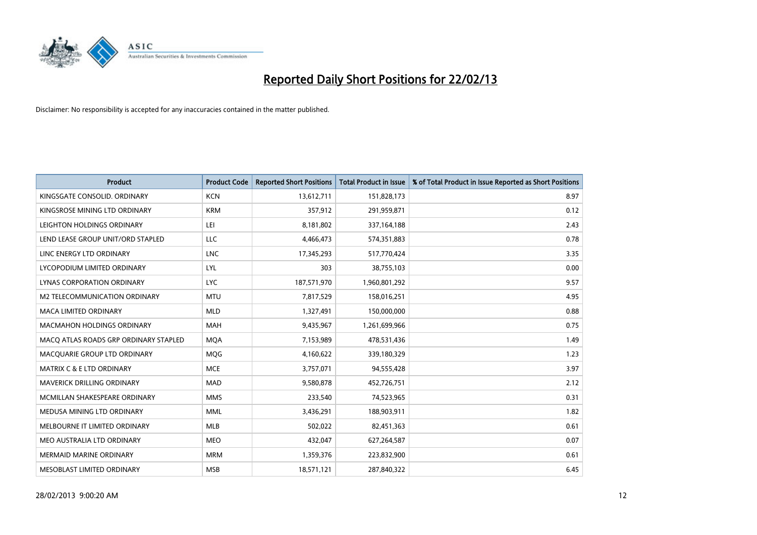# Reported Daily Short Positions for 22/02/13

Disclaimer: No responsibility is accepted for any inaccuracies contained in the matter published.

| Product | Product Code | Reported Short Positions | Total Product in Issue | % of Total Product in Issue Reported as Short Positions |
|---|---|---|---|---|
| KINGSGATE CONSOLID. ORDINARY | KCN | 13,612,711 | 151,828,173 | 8.97 |
| KINGSROSE MINING LTD ORDINARY | KRM | 357,912 | 291,959,871 | 0.12 |
| LEIGHTON HOLDINGS ORDINARY | LEI | 8,181,802 | 337,164,188 | 2.43 |
| LEND LEASE GROUP UNIT/ORD STAPLED | LLC | 4,466,473 | 574,351,883 | 0.78 |
| LINC ENERGY LTD ORDINARY | LNC | 17,345,293 | 517,770,424 | 3.35 |
| LYCOPODIUM LIMITED ORDINARY | LYL | 303 | 38,755,103 | 0.00 |
| LYNAS CORPORATION ORDINARY | LYC | 187,571,970 | 1,960,801,292 | 9.57 |
| M2 TELECOMMUNICATION ORDINARY | MTU | 7,817,529 | 158,016,251 | 4.95 |
| MACA LIMITED ORDINARY | MLD | 1,327,491 | 150,000,000 | 0.88 |
| MACMAHON HOLDINGS ORDINARY | MAH | 9,435,967 | 1,261,699,966 | 0.75 |
| MACQ ATLAS ROADS GRP ORDINARY STAPLED | MQA | 7,153,989 | 478,531,436 | 1.49 |
| MACQUARIE GROUP LTD ORDINARY | MQG | 4,160,622 | 339,180,329 | 1.23 |
| MATRIX C & E LTD ORDINARY | MCE | 3,757,071 | 94,555,428 | 3.97 |
| MAVERICK DRILLING ORDINARY | MAD | 9,580,878 | 452,726,751 | 2.12 |
| MCMILLAN SHAKESPEARE ORDINARY | MMS | 233,540 | 74,523,965 | 0.31 |
| MEDUSA MINING LTD ORDINARY | MML | 3,436,291 | 188,903,911 | 1.82 |
| MELBOURNE IT LIMITED ORDINARY | MLB | 502,022 | 82,451,363 | 0.61 |
| MEO AUSTRALIA LTD ORDINARY | MEO | 432,047 | 627,264,587 | 0.07 |
| MERMAID MARINE ORDINARY | MRM | 1,359,376 | 223,832,900 | 0.61 |
| MESOBLAST LIMITED ORDINARY | MSB | 18,571,121 | 287,840,322 | 6.45 |

28/02/2013 9:00:20 AM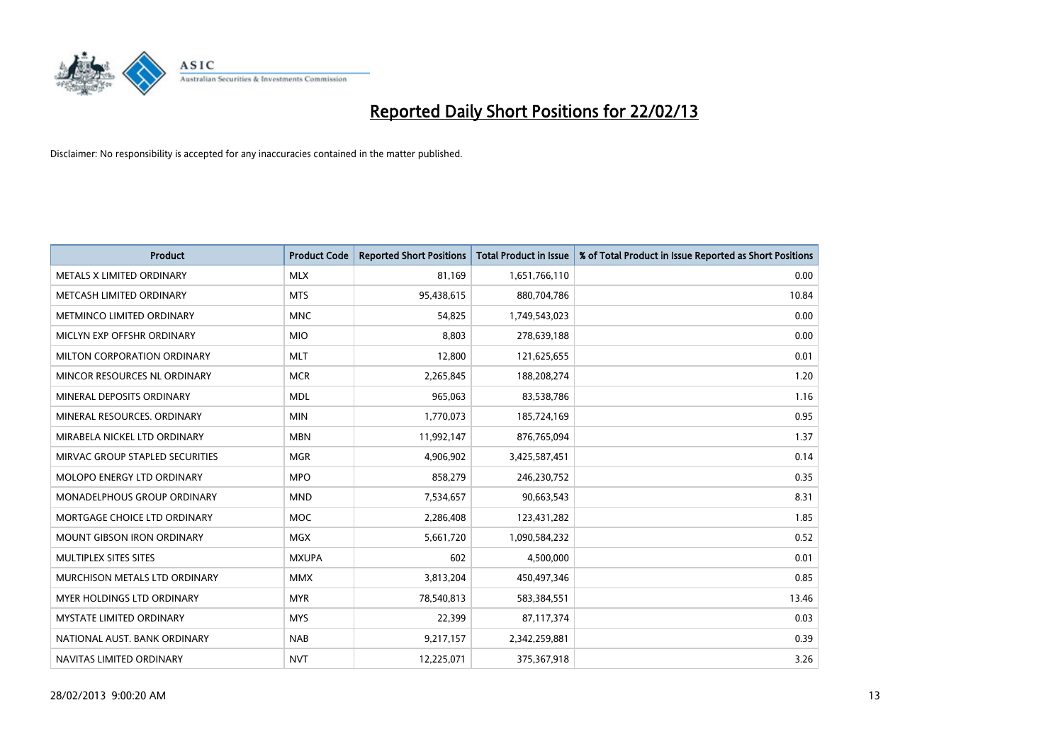# Reported Daily Short Positions for 22/02/13

Disclaimer: No responsibility is accepted for any inaccuracies contained in the matter published.

| Product | Product Code | Reported Short Positions | Total Product in Issue | % of Total Product in Issue Reported as Short Positions |
|---|---|---|---|---|
| METALS X LIMITED ORDINARY | MLX | 81,169 | 1,651,766,110 | 0.00 |
| METCASH LIMITED ORDINARY | MTS | 95,438,615 | 880,704,786 | 10.84 |
| METMINCO LIMITED ORDINARY | MNC | 54,825 | 1,749,543,023 | 0.00 |
| MICLYN EXP OFFSHR ORDINARY | MIO | 8,803 | 278,639,188 | 0.00 |
| MILTON CORPORATION ORDINARY | MLT | 12,800 | 121,625,655 | 0.01 |
| MINCOR RESOURCES NL ORDINARY | MCR | 2,265,845 | 188,208,274 | 1.20 |
| MINERAL DEPOSITS ORDINARY | MDL | 965,063 | 83,538,786 | 1.16 |
| MINERAL RESOURCES. ORDINARY | MIN | 1,770,073 | 185,724,169 | 0.95 |
| MIRABELA NICKEL LTD ORDINARY | MBN | 11,992,147 | 876,765,094 | 1.37 |
| MIRVAC GROUP STAPLED SECURITIES | MGR | 4,906,902 | 3,425,587,451 | 0.14 |
| MOLOPO ENERGY LTD ORDINARY | MPO | 858,279 | 246,230,752 | 0.35 |
| MONADELPHOUS GROUP ORDINARY | MND | 7,534,657 | 90,663,543 | 8.31 |
| MORTGAGE CHOICE LTD ORDINARY | MOC | 2,286,408 | 123,431,282 | 1.85 |
| MOUNT GIBSON IRON ORDINARY | MGX | 5,661,720 | 1,090,584,232 | 0.52 |
| MULTIPLEX SITES SITES | MXUPA | 602 | 4,500,000 | 0.01 |
| MURCHISON METALS LTD ORDINARY | MMX | 3,813,204 | 450,497,346 | 0.85 |
| MYER HOLDINGS LTD ORDINARY | MYR | 78,540,813 | 583,384,551 | 13.46 |
| MYSTATE LIMITED ORDINARY | MYS | 22,399 | 87,117,374 | 0.03 |
| NATIONAL AUST. BANK ORDINARY | NAB | 9,217,157 | 2,342,259,881 | 0.39 |
| NAVITAS LIMITED ORDINARY | NVT | 12,225,071 | 375,367,918 | 3.26 |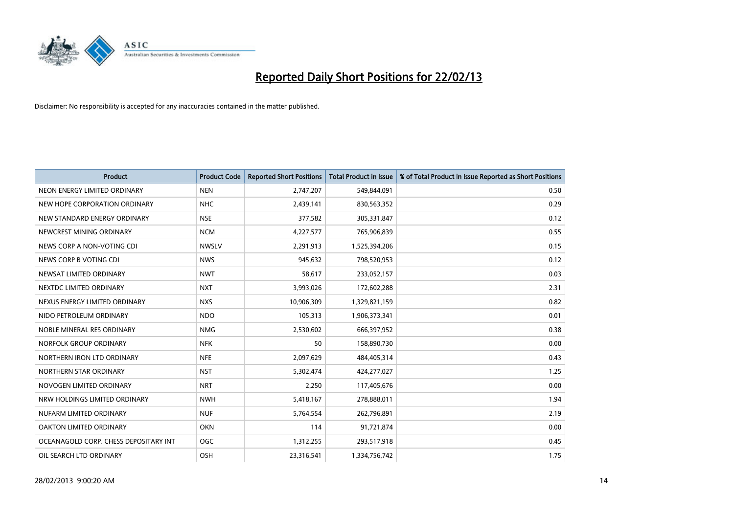# Reported Daily Short Positions for 22/02/13

Disclaimer: No responsibility is accepted for any inaccuracies contained in the matter published.

| Product | Product Code | Reported Short Positions | Total Product in Issue | % of Total Product in Issue Reported as Short Positions |
|---|---|---|---|---|
| NEON ENERGY LIMITED ORDINARY | NEN | 2,747,207 | 549,844,091 | 0.50 |
| NEW HOPE CORPORATION ORDINARY | NHC | 2,439,141 | 830,563,352 | 0.29 |
| NEW STANDARD ENERGY ORDINARY | NSE | 377,582 | 305,331,847 | 0.12 |
| NEWCREST MINING ORDINARY | NCM | 4,227,577 | 765,906,839 | 0.55 |
| NEWS CORP A NON-VOTING CDI | NWSLV | 2,291,913 | 1,525,394,206 | 0.15 |
| NEWS CORP B VOTING CDI | NWS | 945,632 | 798,520,953 | 0.12 |
| NEWSAT LIMITED ORDINARY | NWT | 58,617 | 233,052,157 | 0.03 |
| NEXTDC LIMITED ORDINARY | NXT | 3,993,026 | 172,602,288 | 2.31 |
| NEXUS ENERGY LIMITED ORDINARY | NXS | 10,906,309 | 1,329,821,159 | 0.82 |
| NIDO PETROLEUM ORDINARY | NDO | 105,313 | 1,906,373,341 | 0.01 |
| NOBLE MINERAL RES ORDINARY | NMG | 2,530,602 | 666,397,952 | 0.38 |
| NORFOLK GROUP ORDINARY | NFK | 50 | 158,890,730 | 0.00 |
| NORTHERN IRON LTD ORDINARY | NFE | 2,097,629 | 484,405,314 | 0.43 |
| NORTHERN STAR ORDINARY | NST | 5,302,474 | 424,277,027 | 1.25 |
| NOVOGEN LIMITED ORDINARY | NRT | 2,250 | 117,405,676 | 0.00 |
| NRW HOLDINGS LIMITED ORDINARY | NWH | 5,418,167 | 278,888,011 | 1.94 |
| NUFARM LIMITED ORDINARY | NUF | 5,764,554 | 262,796,891 | 2.19 |
| OAKTON LIMITED ORDINARY | OKN | 114 | 91,721,874 | 0.00 |
| OCEANAGOLD CORP. CHESS DEPOSITARY INT | OGC | 1,312,255 | 293,517,918 | 0.45 |
| OIL SEARCH LTD ORDINARY | OSH | 23,316,541 | 1,334,756,742 | 1.75 |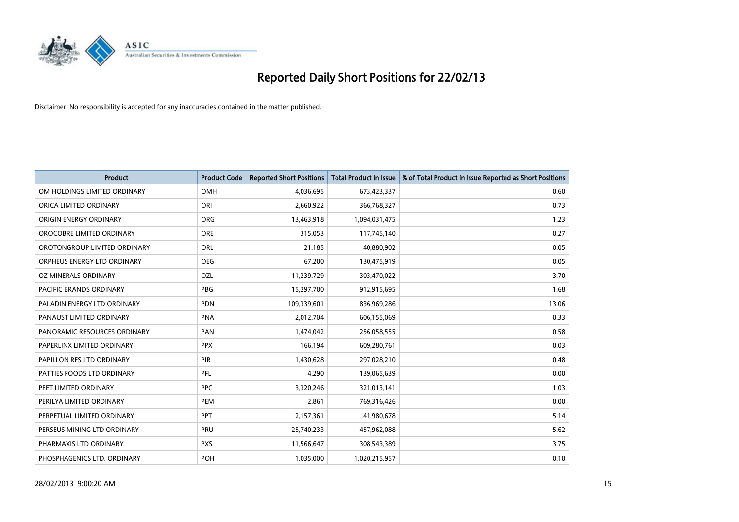# Reported Daily Short Positions for 22/02/13

Disclaimer: No responsibility is accepted for any inaccuracies contained in the matter published.

| Product | Product Code | Reported Short Positions | Total Product in Issue | % of Total Product in Issue Reported as Short Positions |
|---|---|---|---|---|
| OM HOLDINGS LIMITED ORDINARY | OMH | 4,036,695 | 673,423,337 | 0.60 |
| ORICA LIMITED ORDINARY | ORI | 2,660,922 | 366,768,327 | 0.73 |
| ORIGIN ENERGY ORDINARY | ORG | 13,463,918 | 1,094,031,475 | 1.23 |
| OROCOBRE LIMITED ORDINARY | ORE | 315,053 | 117,745,140 | 0.27 |
| OROTONGROUP LIMITED ORDINARY | ORL | 21,185 | 40,880,902 | 0.05 |
| ORPHEUS ENERGY LTD ORDINARY | OEG | 67,200 | 130,475,919 | 0.05 |
| OZ MINERALS ORDINARY | OZL | 11,239,729 | 303,470,022 | 3.70 |
| PACIFIC BRANDS ORDINARY | PBG | 15,297,700 | 912,915,695 | 1.68 |
| PALADIN ENERGY LTD ORDINARY | PDN | 109,339,601 | 836,969,286 | 13.06 |
| PANAUST LIMITED ORDINARY | PNA | 2,012,704 | 606,155,069 | 0.33 |
| PANORAMIC RESOURCES ORDINARY | PAN | 1,474,042 | 256,058,555 | 0.58 |
| PAPERLINX LIMITED ORDINARY | PPX | 166,194 | 609,280,761 | 0.03 |
| PAPILLON RES LTD ORDINARY | PIR | 1,430,628 | 297,028,210 | 0.48 |
| PATTIES FOODS LTD ORDINARY | PFL | 4,290 | 139,065,639 | 0.00 |
| PEET LIMITED ORDINARY | PPC | 3,320,246 | 321,013,141 | 1.03 |
| PERILYA LIMITED ORDINARY | PEM | 2,861 | 769,316,426 | 0.00 |
| PERPETUAL LIMITED ORDINARY | PPT | 2,157,361 | 41,980,678 | 5.14 |
| PERSEUS MINING LTD ORDINARY | PRU | 25,740,233 | 457,962,088 | 5.62 |
| PHARMAXIS LTD ORDINARY | PXS | 11,566,647 | 308,543,389 | 3.75 |
| PHOSPHAGENICS LTD. ORDINARY | POH | 1,035,000 | 1,020,215,957 | 0.10 |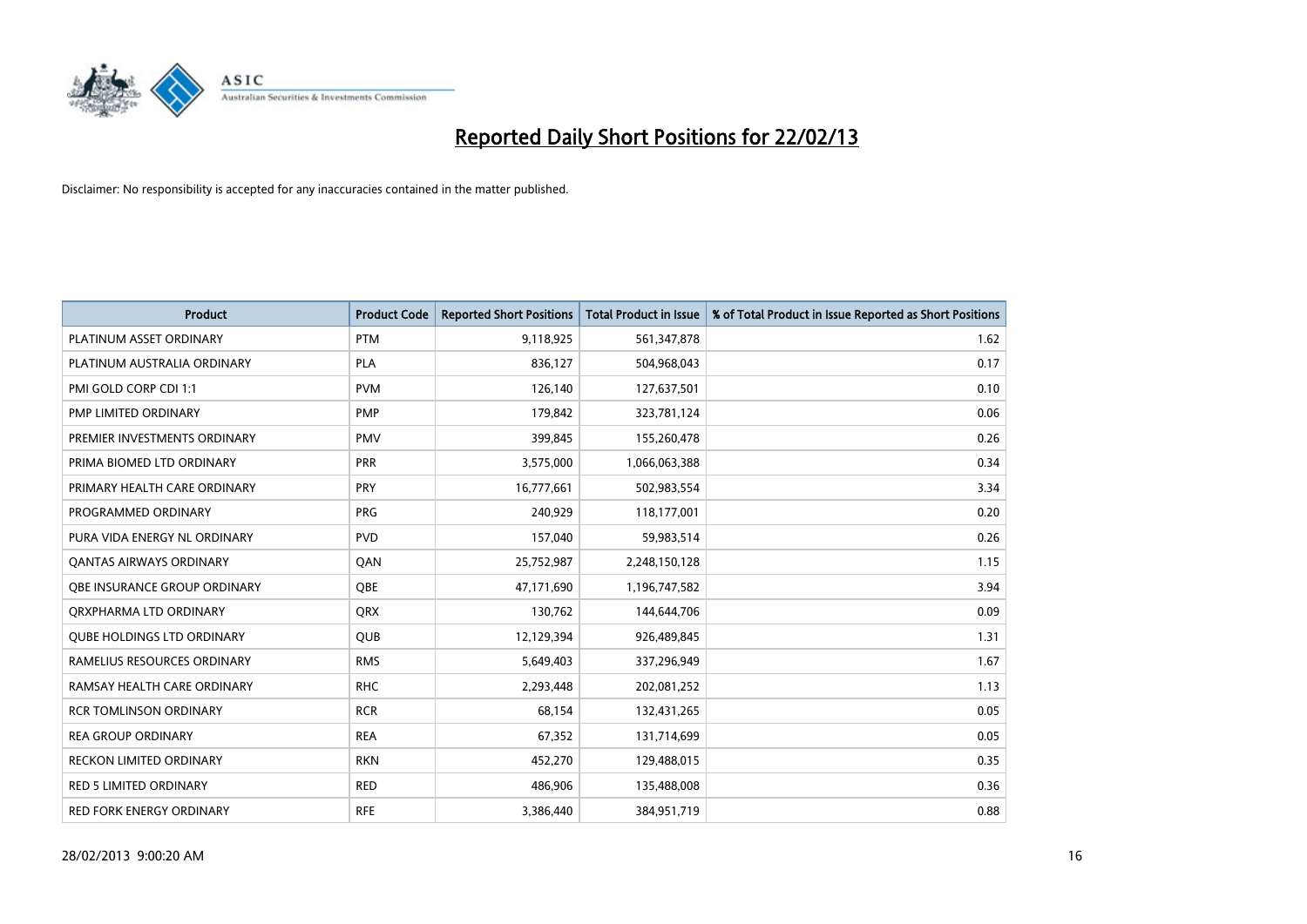# Reported Daily Short Positions for 22/02/13

Disclaimer: No responsibility is accepted for any inaccuracies contained in the matter published.

| Product | Product Code | Reported Short Positions | Total Product in Issue | % of Total Product in Issue Reported as Short Positions |
|---|---|---|---|---|
| PLATINUM ASSET ORDINARY | PTM | 9,118,925 | 561,347,878 | 1.62 |
| PLATINUM AUSTRALIA ORDINARY | PLA | 836,127 | 504,968,043 | 0.17 |
| PMI GOLD CORP CDI 1:1 | PVM | 126,140 | 127,637,501 | 0.10 |
| PMP LIMITED ORDINARY | PMP | 179,842 | 323,781,124 | 0.06 |
| PREMIER INVESTMENTS ORDINARY | PMV | 399,845 | 155,260,478 | 0.26 |
| PRIMA BIOMED LTD ORDINARY | PRR | 3,575,000 | 1,066,063,388 | 0.34 |
| PRIMARY HEALTH CARE ORDINARY | PRY | 16,777,661 | 502,983,554 | 3.34 |
| PROGRAMMED ORDINARY | PRG | 240,929 | 118,177,001 | 0.20 |
| PURA VIDA ENERGY NL ORDINARY | PVD | 157,040 | 59,983,514 | 0.26 |
| QANTAS AIRWAYS ORDINARY | QAN | 25,752,987 | 2,248,150,128 | 1.15 |
| QBE INSURANCE GROUP ORDINARY | QBE | 47,171,690 | 1,196,747,582 | 3.94 |
| QRXPHARMA LTD ORDINARY | QRX | 130,762 | 144,644,706 | 0.09 |
| QUBE HOLDINGS LTD ORDINARY | QUB | 12,129,394 | 926,489,845 | 1.31 |
| RAMELIUS RESOURCES ORDINARY | RMS | 5,649,403 | 337,296,949 | 1.67 |
| RAMSAY HEALTH CARE ORDINARY | RHC | 2,293,448 | 202,081,252 | 1.13 |
| RCR TOMLINSON ORDINARY | RCR | 68,154 | 132,431,265 | 0.05 |
| REA GROUP ORDINARY | REA | 67,352 | 131,714,699 | 0.05 |
| RECKON LIMITED ORDINARY | RKN | 452,270 | 129,488,015 | 0.35 |
| RED 5 LIMITED ORDINARY | RED | 486,906 | 135,488,008 | 0.36 |
| RED FORK ENERGY ORDINARY | RFE | 3,386,440 | 384,951,719 | 0.88 |

28/02/2013 9:00:20 AM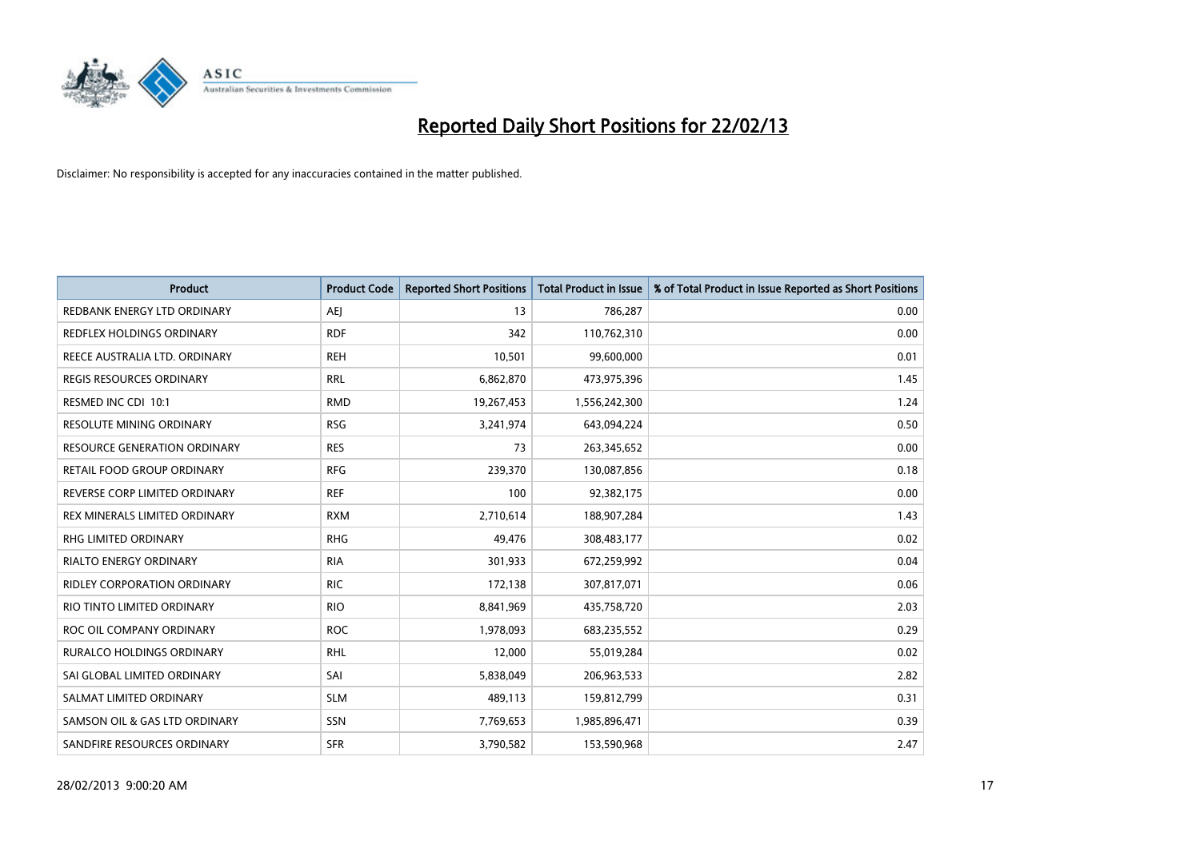# Reported Daily Short Positions for 22/02/13

Disclaimer: No responsibility is accepted for any inaccuracies contained in the matter published.

| Product | Product Code | Reported Short Positions | Total Product in Issue | % of Total Product in Issue Reported as Short Positions |
|---|---|---|---|---|
| REDBANK ENERGY LTD ORDINARY | AEJ | 13 | 786,287 | 0.00 |
| REDFLEX HOLDINGS ORDINARY | RDF | 342 | 110,762,310 | 0.00 |
| REECE AUSTRALIA LTD. ORDINARY | REH | 10,501 | 99,600,000 | 0.01 |
| REGIS RESOURCES ORDINARY | RRL | 6,862,870 | 473,975,396 | 1.45 |
| RESMED INC CDI 10:1 | RMD | 19,267,453 | 1,556,242,300 | 1.24 |
| RESOLUTE MINING ORDINARY | RSG | 3,241,974 | 643,094,224 | 0.50 |
| RESOURCE GENERATION ORDINARY | RES | 73 | 263,345,652 | 0.00 |
| RETAIL FOOD GROUP ORDINARY | RFG | 239,370 | 130,087,856 | 0.18 |
| REVERSE CORP LIMITED ORDINARY | REF | 100 | 92,382,175 | 0.00 |
| REX MINERALS LIMITED ORDINARY | RXM | 2,710,614 | 188,907,284 | 1.43 |
| RHG LIMITED ORDINARY | RHG | 49,476 | 308,483,177 | 0.02 |
| RIALTO ENERGY ORDINARY | RIA | 301,933 | 672,259,992 | 0.04 |
| RIDLEY CORPORATION ORDINARY | RIC | 172,138 | 307,817,071 | 0.06 |
| RIO TINTO LIMITED ORDINARY | RIO | 8,841,969 | 435,758,720 | 2.03 |
| ROC OIL COMPANY ORDINARY | ROC | 1,978,093 | 683,235,552 | 0.29 |
| RURALCO HOLDINGS ORDINARY | RHL | 12,000 | 55,019,284 | 0.02 |
| SAI GLOBAL LIMITED ORDINARY | SAI | 5,838,049 | 206,963,533 | 2.82 |
| SALMAT LIMITED ORDINARY | SLM | 489,113 | 159,812,799 | 0.31 |
| SAMSON OIL & GAS LTD ORDINARY | SSN | 7,769,653 | 1,985,896,471 | 0.39 |
| SANDFIRE RESOURCES ORDINARY | SFR | 3,790,582 | 153,590,968 | 2.47 |

28/02/2013 9:00:20 AM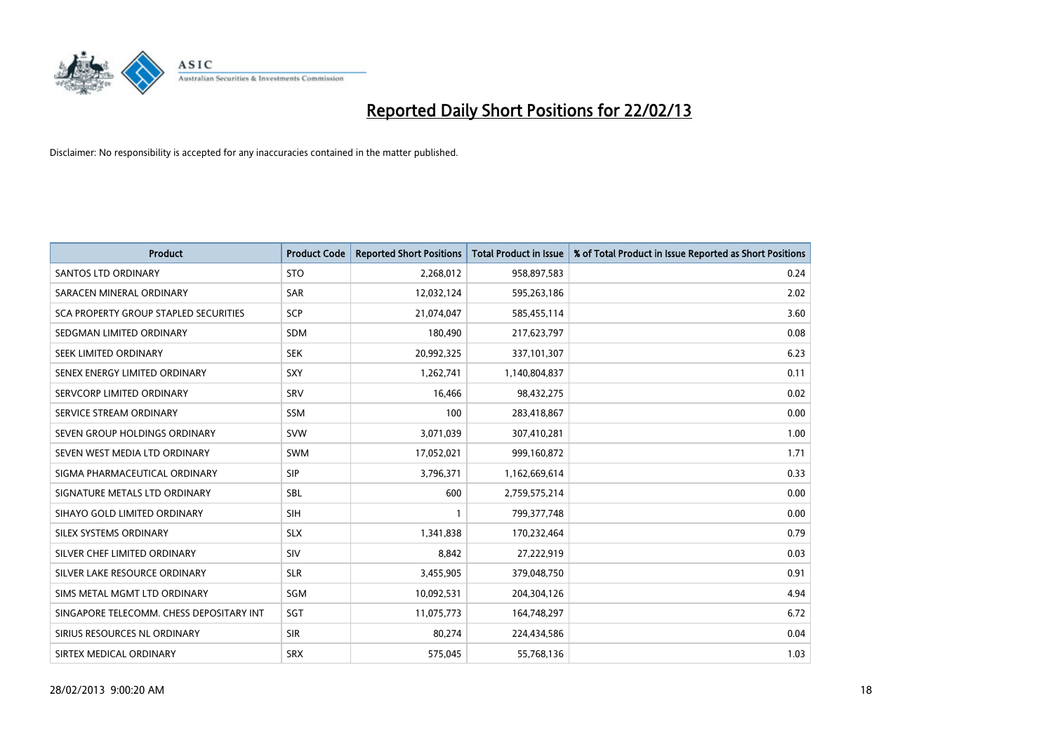# Reported Daily Short Positions for 22/02/13

Disclaimer: No responsibility is accepted for any inaccuracies contained in the matter published.

| Product | Product Code | Reported Short Positions | Total Product in Issue | % of Total Product in Issue Reported as Short Positions |
|---|---|---|---|---|
| SANTOS LTD ORDINARY | STO | 2,268,012 | 958,897,583 | 0.24 |
| SARACEN MINERAL ORDINARY | SAR | 12,032,124 | 595,263,186 | 2.02 |
| SCA PROPERTY GROUP STAPLED SECURITIES | SCP | 21,074,047 | 585,455,114 | 3.60 |
| SEDGMAN LIMITED ORDINARY | SDM | 180,490 | 217,623,797 | 0.08 |
| SEEK LIMITED ORDINARY | SEK | 20,992,325 | 337,101,307 | 6.23 |
| SENEX ENERGY LIMITED ORDINARY | SXY | 1,262,741 | 1,140,804,837 | 0.11 |
| SERVCORP LIMITED ORDINARY | SRV | 16,466 | 98,432,275 | 0.02 |
| SERVICE STREAM ORDINARY | SSM | 100 | 283,418,867 | 0.00 |
| SEVEN GROUP HOLDINGS ORDINARY | SVW | 3,071,039 | 307,410,281 | 1.00 |
| SEVEN WEST MEDIA LTD ORDINARY | SWM | 17,052,021 | 999,160,872 | 1.71 |
| SIGMA PHARMACEUTICAL ORDINARY | SIP | 3,796,371 | 1,162,669,614 | 0.33 |
| SIGNATURE METALS LTD ORDINARY | SBL | 600 | 2,759,575,214 | 0.00 |
| SIHAYO GOLD LIMITED ORDINARY | SIH | 1 | 799,377,748 | 0.00 |
| SILEX SYSTEMS ORDINARY | SLX | 1,341,838 | 170,232,464 | 0.79 |
| SILVER CHEF LIMITED ORDINARY | SIV | 8,842 | 27,222,919 | 0.03 |
| SILVER LAKE RESOURCE ORDINARY | SLR | 3,455,905 | 379,048,750 | 0.91 |
| SIMS METAL MGMT LTD ORDINARY | SGM | 10,092,531 | 204,304,126 | 4.94 |
| SINGAPORE TELECOMM. CHESS DEPOSITARY INT | SGT | 11,075,773 | 164,748,297 | 6.72 |
| SIRIUS RESOURCES NL ORDINARY | SIR | 80,274 | 224,434,586 | 0.04 |
| SIRTEX MEDICAL ORDINARY | SRX | 575,045 | 55,768,136 | 1.03 |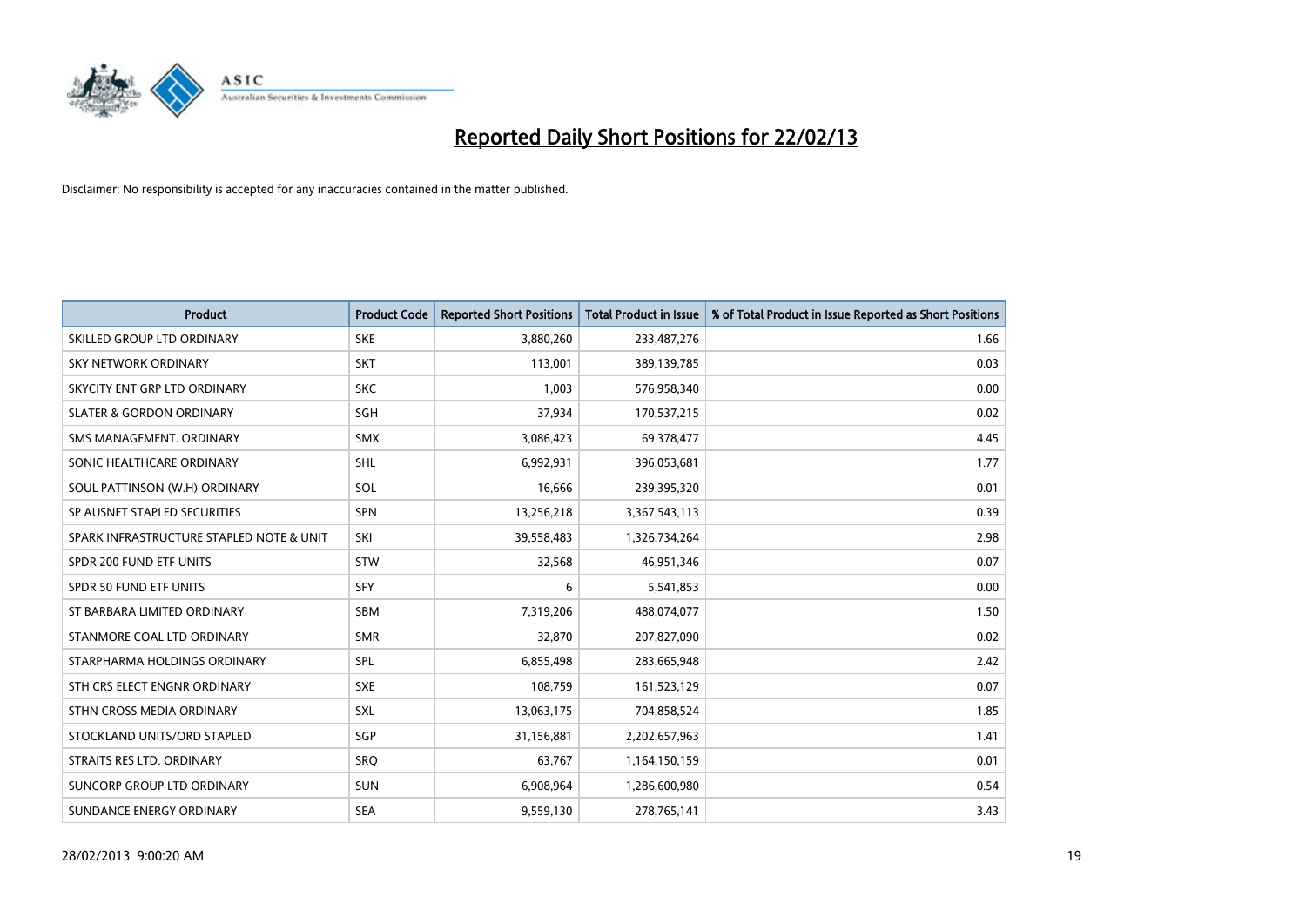# Reported Daily Short Positions for 22/02/13

Disclaimer: No responsibility is accepted for any inaccuracies contained in the matter published.

| Product | Product Code | Reported Short Positions | Total Product in Issue | % of Total Product in Issue Reported as Short Positions |
|---|---|---|---|---|
| SKILLED GROUP LTD ORDINARY | SKE | 3,880,260 | 233,487,276 | 1.66 |
| SKY NETWORK ORDINARY | SKT | 113,001 | 389,139,785 | 0.03 |
| SKYCITY ENT GRP LTD ORDINARY | SKC | 1,003 | 576,958,340 | 0.00 |
| SLATER & GORDON ORDINARY | SGH | 37,934 | 170,537,215 | 0.02 |
| SMS MANAGEMENT. ORDINARY | SMX | 3,086,423 | 69,378,477 | 4.45 |
| SONIC HEALTHCARE ORDINARY | SHL | 6,992,931 | 396,053,681 | 1.77 |
| SOUL PATTINSON (W.H) ORDINARY | SOL | 16,666 | 239,395,320 | 0.01 |
| SP AUSNET STAPLED SECURITIES | SPN | 13,256,218 | 3,367,543,113 | 0.39 |
| SPARK INFRASTRUCTURE STAPLED NOTE & UNIT | SKI | 39,558,483 | 1,326,734,264 | 2.98 |
| SPDR 200 FUND ETF UNITS | STW | 32,568 | 46,951,346 | 0.07 |
| SPDR 50 FUND ETF UNITS | SFY | 6 | 5,541,853 | 0.00 |
| ST BARBARA LIMITED ORDINARY | SBM | 7,319,206 | 488,074,077 | 1.50 |
| STANMORE COAL LTD ORDINARY | SMR | 32,870 | 207,827,090 | 0.02 |
| STARPHARMA HOLDINGS ORDINARY | SPL | 6,855,498 | 283,665,948 | 2.42 |
| STH CRS ELECT ENGNR ORDINARY | SXE | 108,759 | 161,523,129 | 0.07 |
| STHN CROSS MEDIA ORDINARY | SXL | 13,063,175 | 704,858,524 | 1.85 |
| STOCKLAND UNITS/ORD STAPLED | SGP | 31,156,881 | 2,202,657,963 | 1.41 |
| STRAITS RES LTD. ORDINARY | SRQ | 63,767 | 1,164,150,159 | 0.01 |
| SUNCORP GROUP LTD ORDINARY | SUN | 6,908,964 | 1,286,600,980 | 0.54 |
| SUNDANCE ENERGY ORDINARY | SEA | 9,559,130 | 278,765,141 | 3.43 |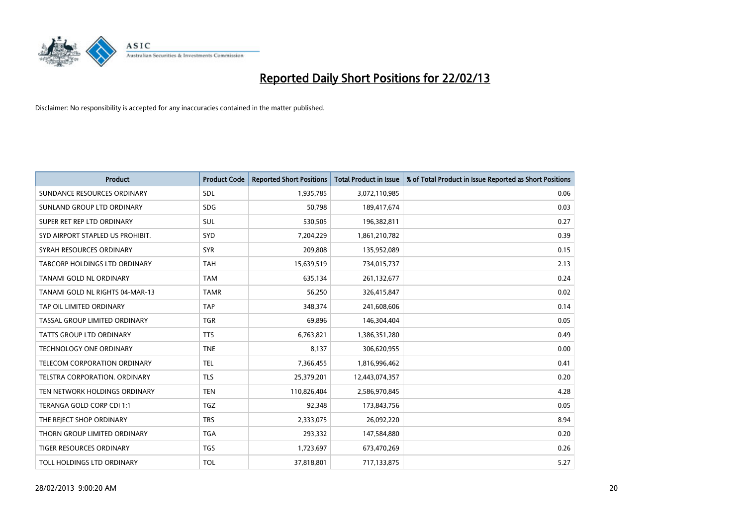# Reported Daily Short Positions for 22/02/13

Disclaimer: No responsibility is accepted for any inaccuracies contained in the matter published.

| Product | Product Code | Reported Short Positions | Total Product in Issue | % of Total Product in Issue Reported as Short Positions |
|---|---|---|---|---|
| SUNDANCE RESOURCES ORDINARY | SDL | 1,935,785 | 3,072,110,985 | 0.06 |
| SUNLAND GROUP LTD ORDINARY | SDG | 50,798 | 189,417,674 | 0.03 |
| SUPER RET REP LTD ORDINARY | SUL | 530,505 | 196,382,811 | 0.27 |
| SYD AIRPORT STAPLED US PROHIBIT. | SYD | 7,204,229 | 1,861,210,782 | 0.39 |
| SYRAH RESOURCES ORDINARY | SYR | 209,808 | 135,952,089 | 0.15 |
| TABCORP HOLDINGS LTD ORDINARY | TAH | 15,639,519 | 734,015,737 | 2.13 |
| TANAMI GOLD NL ORDINARY | TAM | 635,134 | 261,132,677 | 0.24 |
| TANAMI GOLD NL RIGHTS 04-MAR-13 | TAMR | 56,250 | 326,415,847 | 0.02 |
| TAP OIL LIMITED ORDINARY | TAP | 348,374 | 241,608,606 | 0.14 |
| TASSAL GROUP LIMITED ORDINARY | TGR | 69,896 | 146,304,404 | 0.05 |
| TATTS GROUP LTD ORDINARY | TTS | 6,763,821 | 1,386,351,280 | 0.49 |
| TECHNOLOGY ONE ORDINARY | TNE | 8,137 | 306,620,955 | 0.00 |
| TELECOM CORPORATION ORDINARY | TEL | 7,366,455 | 1,816,996,462 | 0.41 |
| TELSTRA CORPORATION. ORDINARY | TLS | 25,379,201 | 12,443,074,357 | 0.20 |
| TEN NETWORK HOLDINGS ORDINARY | TEN | 110,826,404 | 2,586,970,845 | 4.28 |
| TERANGA GOLD CORP CDI 1:1 | TGZ | 92,348 | 173,843,756 | 0.05 |
| THE REJECT SHOP ORDINARY | TRS | 2,333,075 | 26,092,220 | 8.94 |
| THORN GROUP LIMITED ORDINARY | TGA | 293,332 | 147,584,880 | 0.20 |
| TIGER RESOURCES ORDINARY | TGS | 1,723,697 | 673,470,269 | 0.26 |
| TOLL HOLDINGS LTD ORDINARY | TOL | 37,818,801 | 717,133,875 | 5.27 |

28/02/2013 9:00:20 AM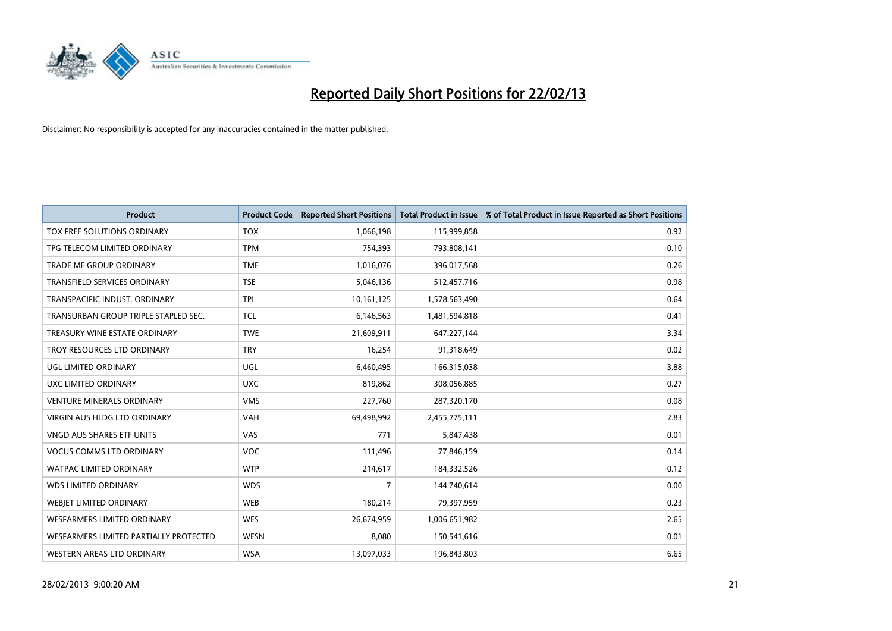# Reported Daily Short Positions for 22/02/13

Disclaimer: No responsibility is accepted for any inaccuracies contained in the matter published.

| Product | Product Code | Reported Short Positions | Total Product in Issue | % of Total Product in Issue Reported as Short Positions |
|---|---|---|---|---|
| TOX FREE SOLUTIONS ORDINARY | TOX | 1,066,198 | 115,999,858 | 0.92 |
| TPG TELECOM LIMITED ORDINARY | TPM | 754,393 | 793,808,141 | 0.10 |
| TRADE ME GROUP ORDINARY | TME | 1,016,076 | 396,017,568 | 0.26 |
| TRANSFIELD SERVICES ORDINARY | TSE | 5,046,136 | 512,457,716 | 0.98 |
| TRANSPACIFIC INDUST. ORDINARY | TPI | 10,161,125 | 1,578,563,490 | 0.64 |
| TRANSURBAN GROUP TRIPLE STAPLED SEC. | TCL | 6,146,563 | 1,481,594,818 | 0.41 |
| TREASURY WINE ESTATE ORDINARY | TWE | 21,609,911 | 647,227,144 | 3.34 |
| TROY RESOURCES LTD ORDINARY | TRY | 16,254 | 91,318,649 | 0.02 |
| UGL LIMITED ORDINARY | UGL | 6,460,495 | 166,315,038 | 3.88 |
| UXC LIMITED ORDINARY | UXC | 819,862 | 308,056,885 | 0.27 |
| VENTURE MINERALS ORDINARY | VMS | 227,760 | 287,320,170 | 0.08 |
| VIRGIN AUS HLDG LTD ORDINARY | VAH | 69,498,992 | 2,455,775,111 | 2.83 |
| VNGD AUS SHARES ETF UNITS | VAS | 771 | 5,847,438 | 0.01 |
| VOCUS COMMS LTD ORDINARY | VOC | 111,496 | 77,846,159 | 0.14 |
| WATPAC LIMITED ORDINARY | WTP | 214,617 | 184,332,526 | 0.12 |
| WDS LIMITED ORDINARY | WDS | 7 | 144,740,614 | 0.00 |
| WEBJET LIMITED ORDINARY | WEB | 180,214 | 79,397,959 | 0.23 |
| WESFARMERS LIMITED ORDINARY | WES | 26,674,959 | 1,006,651,982 | 2.65 |
| WESFARMERS LIMITED PARTIALLY PROTECTED | WESN | 8,080 | 150,541,616 | 0.01 |
| WESTERN AREAS LTD ORDINARY | WSA | 13,097,033 | 196,843,803 | 6.65 |

28/02/2013 9:00:20 AM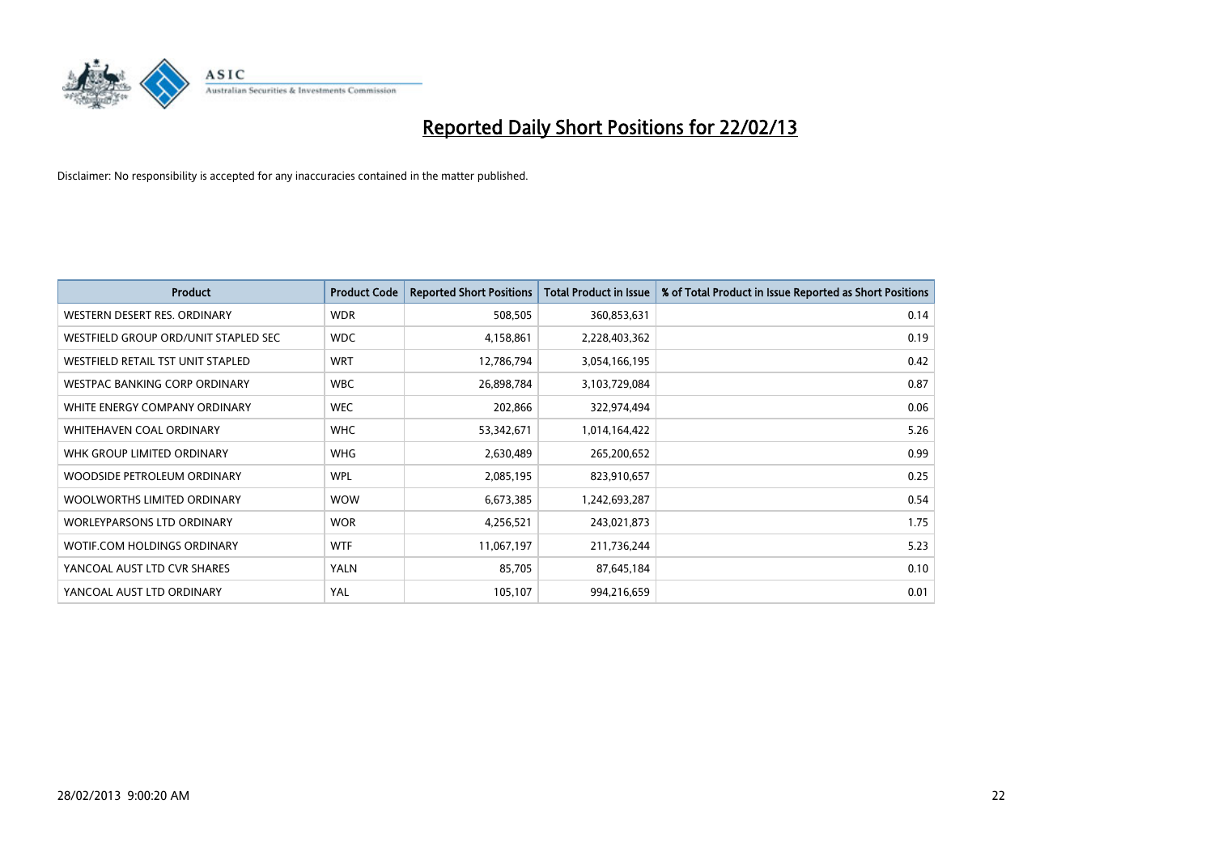# Reported Daily Short Positions for 22/02/13

Disclaimer: No responsibility is accepted for any inaccuracies contained in the matter published.

| Product | Product Code | Reported Short Positions | Total Product in Issue | % of Total Product in Issue Reported as Short Positions |
|---|---|---|---|---|
| WESTERN DESERT RES. ORDINARY | WDR | 508,505 | 360,853,631 | 0.14 |
| WESTFIELD GROUP ORD/UNIT STAPLED SEC | WDC | 4,158,861 | 2,228,403,362 | 0.19 |
| WESTFIELD RETAIL TST UNIT STAPLED | WRT | 12,786,794 | 3,054,166,195 | 0.42 |
| WESTPAC BANKING CORP ORDINARY | WBC | 26,898,784 | 3,103,729,084 | 0.87 |
| WHITE ENERGY COMPANY ORDINARY | WEC | 202,866 | 322,974,494 | 0.06 |
| WHITEHAVEN COAL ORDINARY | WHC | 53,342,671 | 1,014,164,422 | 5.26 |
| WHK GROUP LIMITED ORDINARY | WHG | 2,630,489 | 265,200,652 | 0.99 |
| WOODSIDE PETROLEUM ORDINARY | WPL | 2,085,195 | 823,910,657 | 0.25 |
| WOOLWORTHS LIMITED ORDINARY | WOW | 6,673,385 | 1,242,693,287 | 0.54 |
| WORLEYPARSONS LTD ORDINARY | WOR | 4,256,521 | 243,021,873 | 1.75 |
| WOTIF.COM HOLDINGS ORDINARY | WTF | 11,067,197 | 211,736,244 | 5.23 |
| YANCOAL AUST LTD CVR SHARES | YALN | 85,705 | 87,645,184 | 0.10 |
| YANCOAL AUST LTD ORDINARY | YAL | 105,107 | 994,216,659 | 0.01 |